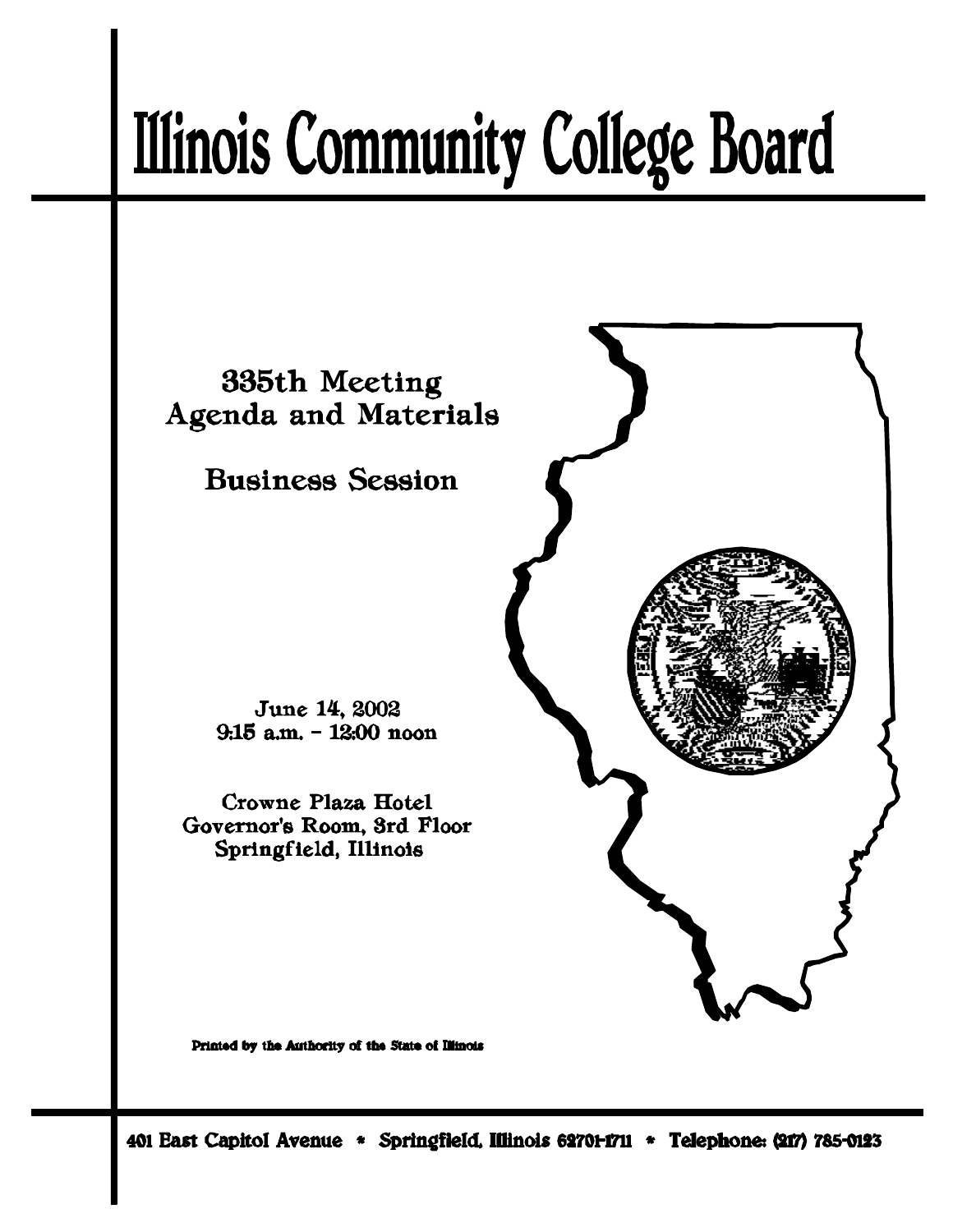# Illinois Community College Board

## 335th Meeting
## Agenda and Materials

## Business Session

June 14, 2002
9:15 a.m. - 12:00 noon

Crowne Plaza Hotel
Governor's Room, 3rd Floor
Springfield, Illinois

Printed by the Authority of the State of Illinois

401 East Capitol Avenue * Springfield, Illinois 62701-1711 * Telephone: (217) 785-0123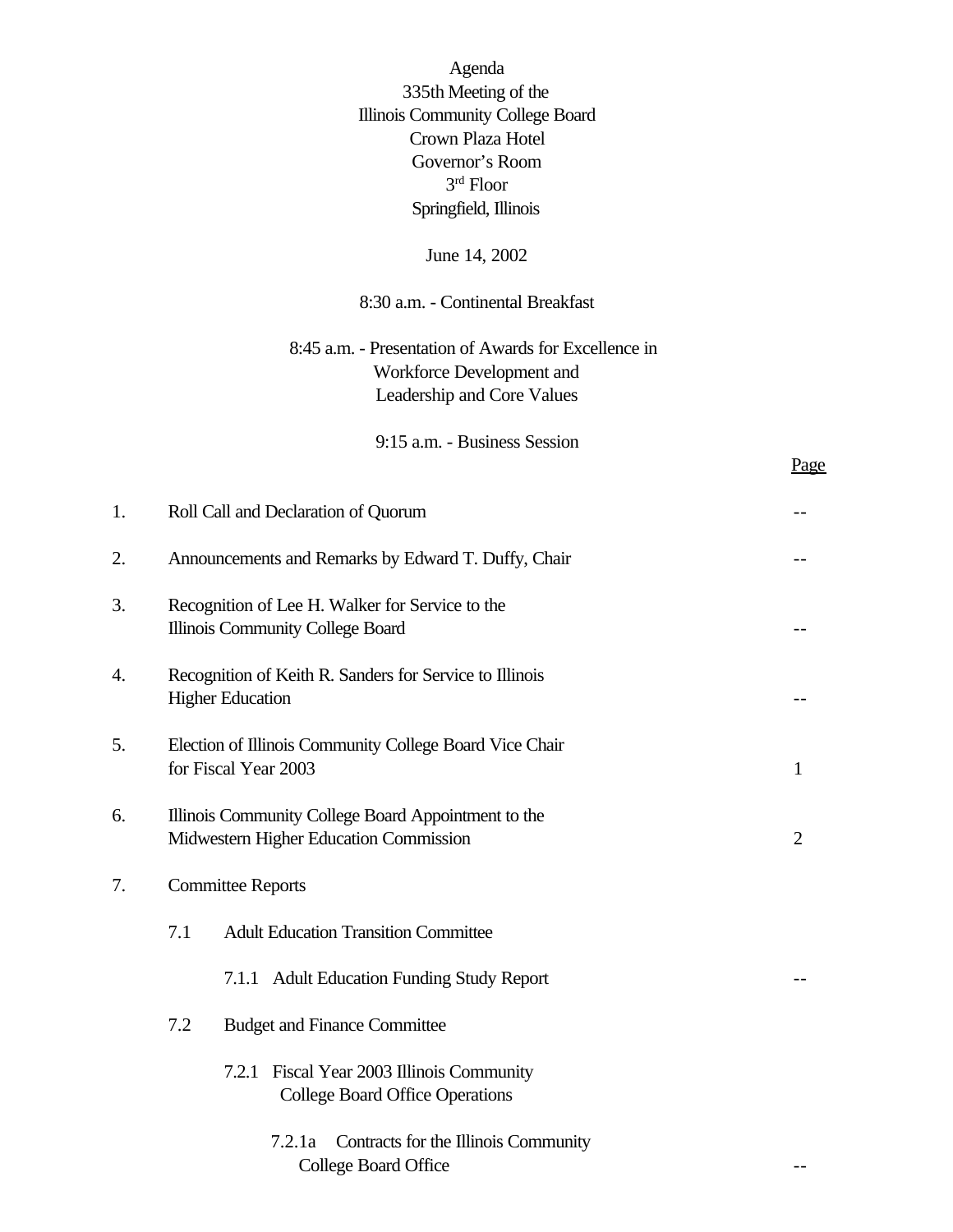Agenda
335th Meeting of the
Illinois Community College Board
Crown Plaza Hotel
Governor's Room
3rd Floor
Springfield, Illinois

June 14, 2002

8:30 a.m. - Continental Breakfast

8:45 a.m. - Presentation of Awards for Excellence in
Workforce Development and
Leadership and Core Values

9:15 a.m. - Business Session

| | | Page |
|---|---|---|
| 1. | Roll Call and Declaration of Quorum | -- |
| 2. | Announcements and Remarks by Edward T. Duffy, Chair | -- |
| 3. | Recognition of Lee H. Walker for Service to the Illinois Community College Board | -- |
| 4. | Recognition of Keith R. Sanders for Service to Illinois Higher Education | -- |
| 5. | Election of Illinois Community College Board Vice Chair for Fiscal Year 2003 | 1 |
| 6. | Illinois Community College Board Appointment to the Midwestern Higher Education Commission | 2 |
| 7. | Committee Reports | |
| | 7.1 Adult Education Transition Committee | |
| | 7.1.1 Adult Education Funding Study Report | -- |
| | 7.2 Budget and Finance Committee | |
| | 7.2.1 Fiscal Year 2003 Illinois Community College Board Office Operations | |
| | 7.2.1a Contracts for the Illinois Community College Board Office | -- |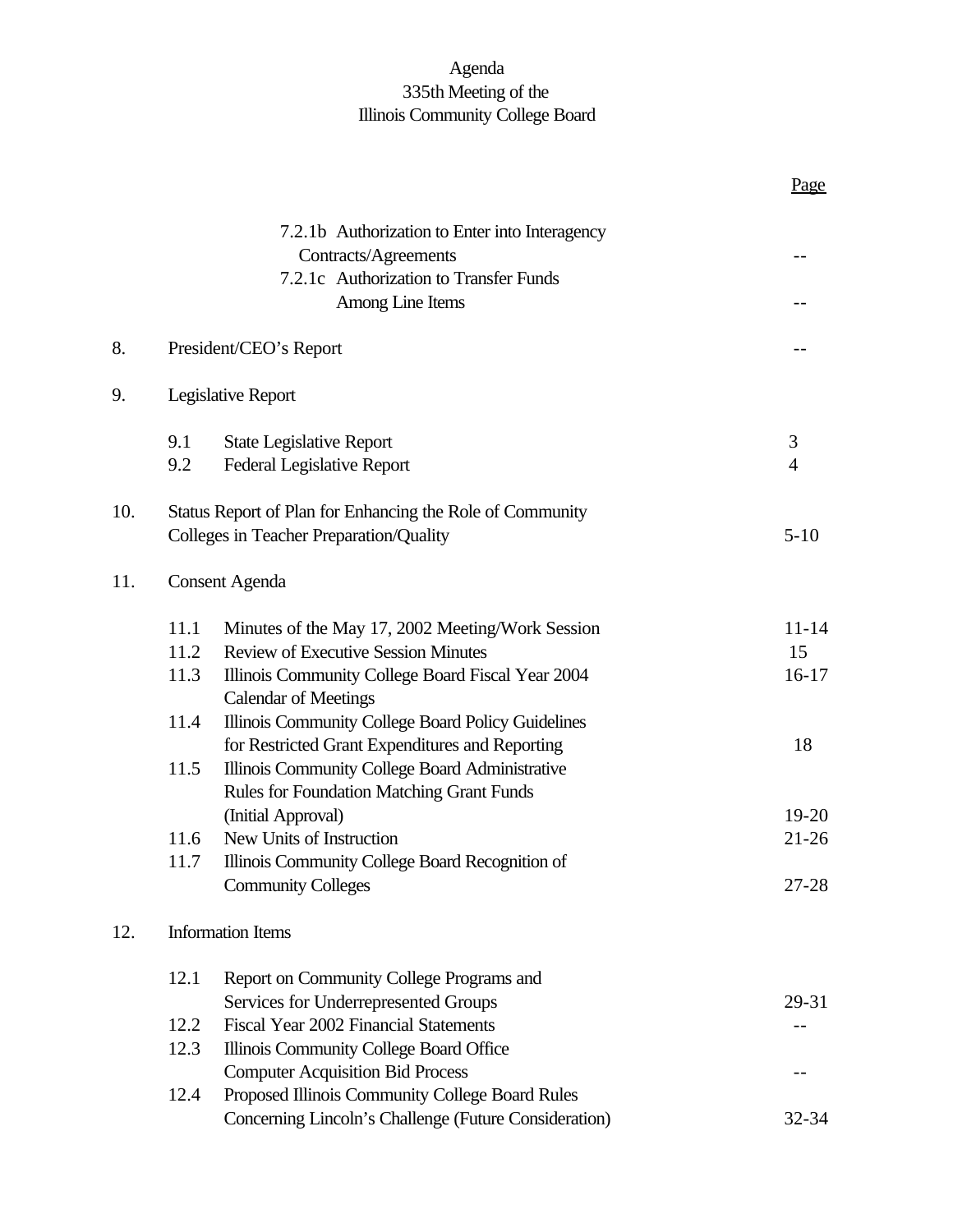# Agenda
## 335th Meeting of the
## Illinois Community College Board

| | | | Page |
|---|---|---|---|
| | | 7.2.1b Authorization to Enter into Interagency Contracts/Agreements | -- |
| | | 7.2.1c Authorization to Transfer Funds Among Line Items | -- |
| 8. | President/CEO's Report | | -- |
| 9. | Legislative Report | | |
| | 9.1 | State Legislative Report | 3 |
| | 9.2 | Federal Legislative Report | 4 |
| 10. | Status Report of Plan for Enhancing the Role of Community Colleges in Teacher Preparation/Quality | | 5-10 |
| 11. | Consent Agenda | | |
| | 11.1 | Minutes of the May 17, 2002 Meeting/Work Session | 11-14 |
| | 11.2 | Review of Executive Session Minutes | 15 |
| | 11.3 | Illinois Community College Board Fiscal Year 2004 Calendar of Meetings | 16-17 |
| | 11.4 | Illinois Community College Board Policy Guidelines for Restricted Grant Expenditures and Reporting | 18 |
| | 11.5 | Illinois Community College Board Administrative Rules for Foundation Matching Grant Funds (Initial Approval) | 19-20 |
| | 11.6 | New Units of Instruction | 21-26 |
| | 11.7 | Illinois Community College Board Recognition of Community Colleges | 27-28 |
| 12. | Information Items | | |
| | 12.1 | Report on Community College Programs and Services for Underrepresented Groups | 29-31 |
| | 12.2 | Fiscal Year 2002 Financial Statements | -- |
| | 12.3 | Illinois Community College Board Office Computer Acquisition Bid Process | -- |
| | 12.4 | Proposed Illinois Community College Board Rules Concerning Lincoln's Challenge (Future Consideration) | 32-34 |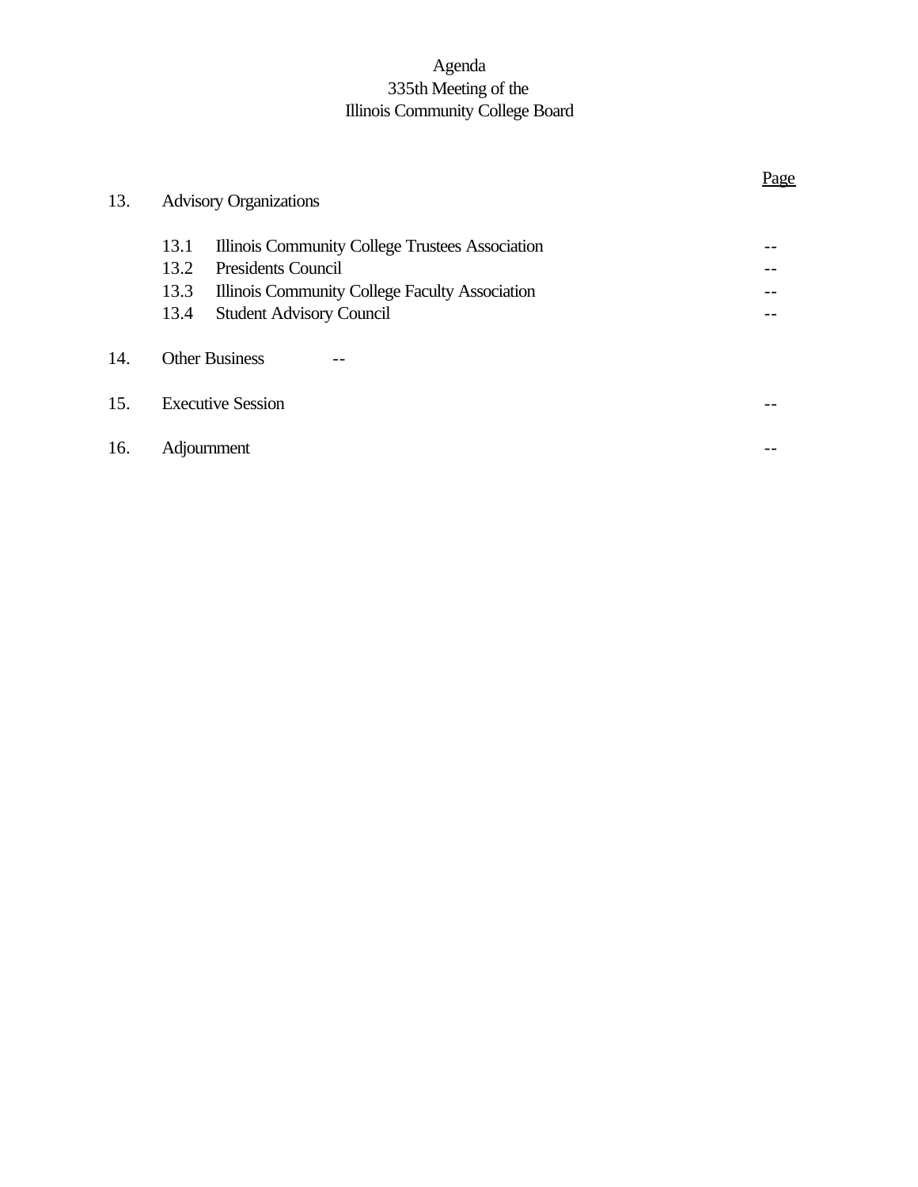# Agenda
## 335th Meeting of the
## Illinois Community College Board

| | | Page |
|---|---|---|
| 13. | Advisory Organizations | |
| | 13.1 Illinois Community College Trustees Association | -- |
| | 13.2 Presidents Council | -- |
| | 13.3 Illinois Community College Faculty Association | -- |
| | 13.4 Student Advisory Council | -- |
| 14. | Other Business -- | |
| 15. | Executive Session | -- |
| 16. | Adjournment | -- |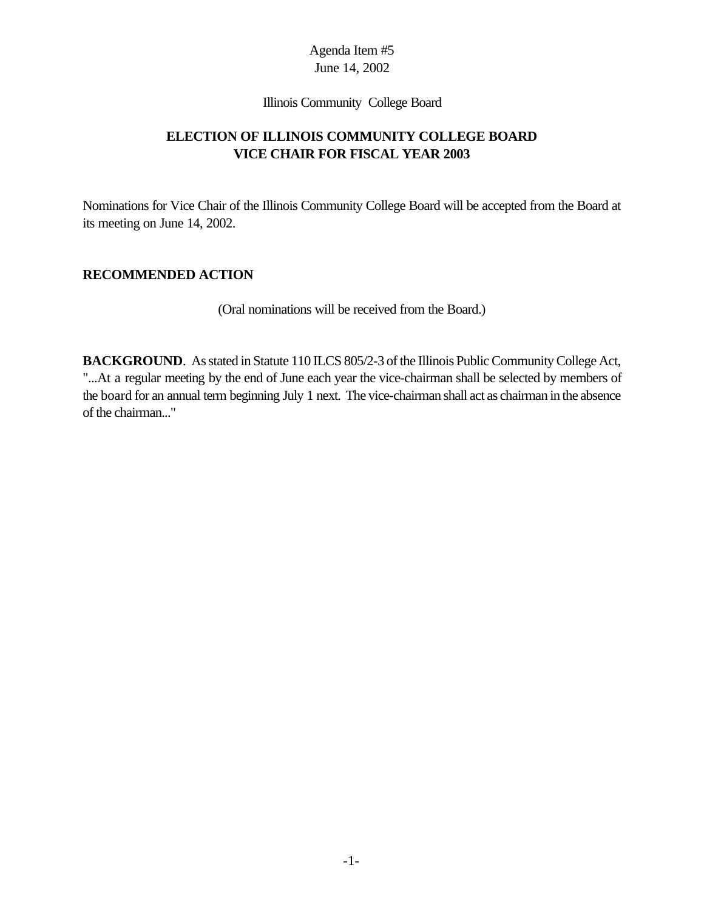Agenda Item #5
June 14, 2002

Illinois Community College Board

## ELECTION OF ILLINOIS COMMUNITY COLLEGE BOARD VICE CHAIR FOR FISCAL YEAR 2003

Nominations for Vice Chair of the Illinois Community College Board will be accepted from the Board at its meeting on June 14, 2002.

### RECOMMENDED ACTION

(Oral nominations will be received from the Board.)

**BACKGROUND**. As stated in Statute 110 ILCS 805/2-3 of the Illinois Public Community College Act, "...At a regular meeting by the end of June each year the vice-chairman shall be selected by members of the board for an annual term beginning July 1 next. The vice-chairman shall act as chairman in the absence of the chairman..."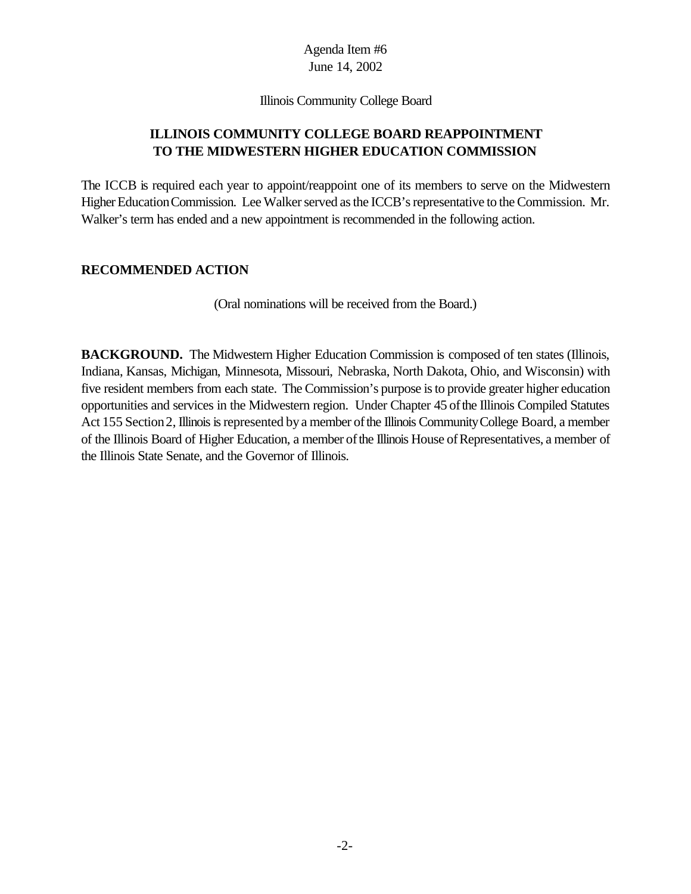Agenda Item #6
June 14, 2002

Illinois Community College Board

## ILLINOIS COMMUNITY COLLEGE BOARD REAPPOINTMENT TO THE MIDWESTERN HIGHER EDUCATION COMMISSION

The ICCB is required each year to appoint/reappoint one of its members to serve on the Midwestern Higher Education Commission. Lee Walker served as the ICCB's representative to the Commission. Mr. Walker's term has ended and a new appointment is recommended in the following action.

### RECOMMENDED ACTION

(Oral nominations will be received from the Board.)

**BACKGROUND.** The Midwestern Higher Education Commission is composed of ten states (Illinois, Indiana, Kansas, Michigan, Minnesota, Missouri, Nebraska, North Dakota, Ohio, and Wisconsin) with five resident members from each state. The Commission's purpose is to provide greater higher education opportunities and services in the Midwestern region. Under Chapter 45 of the Illinois Compiled Statutes Act 155 Section 2, Illinois is represented by a member of the Illinois Community College Board, a member of the Illinois Board of Higher Education, a member of the Illinois House of Representatives, a member of the Illinois State Senate, and the Governor of Illinois.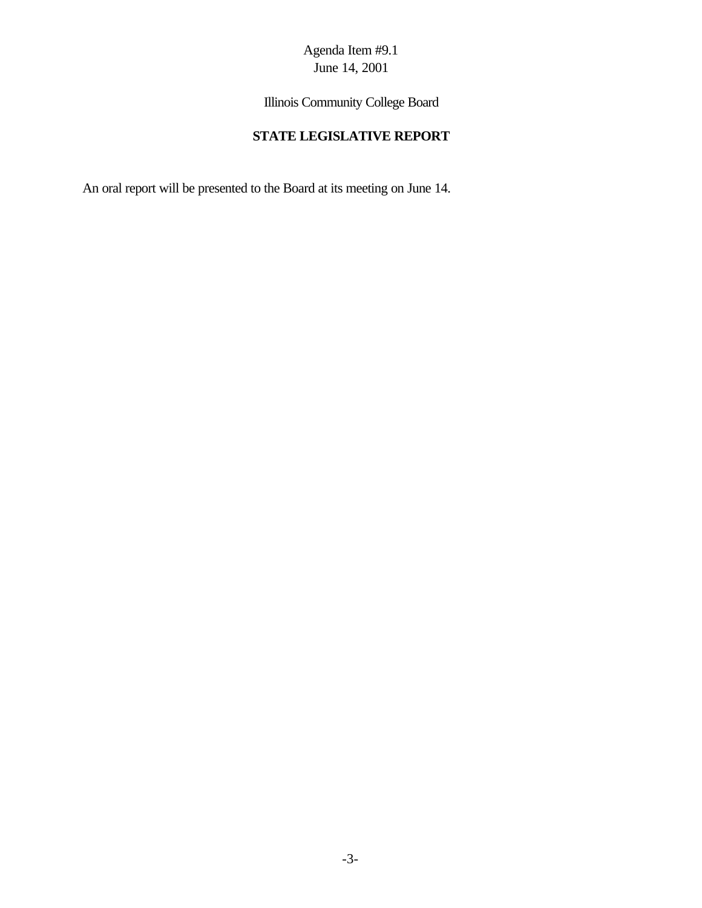Agenda Item #9.1
June 14, 2001

Illinois Community College Board

## STATE LEGISLATIVE REPORT

An oral report will be presented to the Board at its meeting on June 14.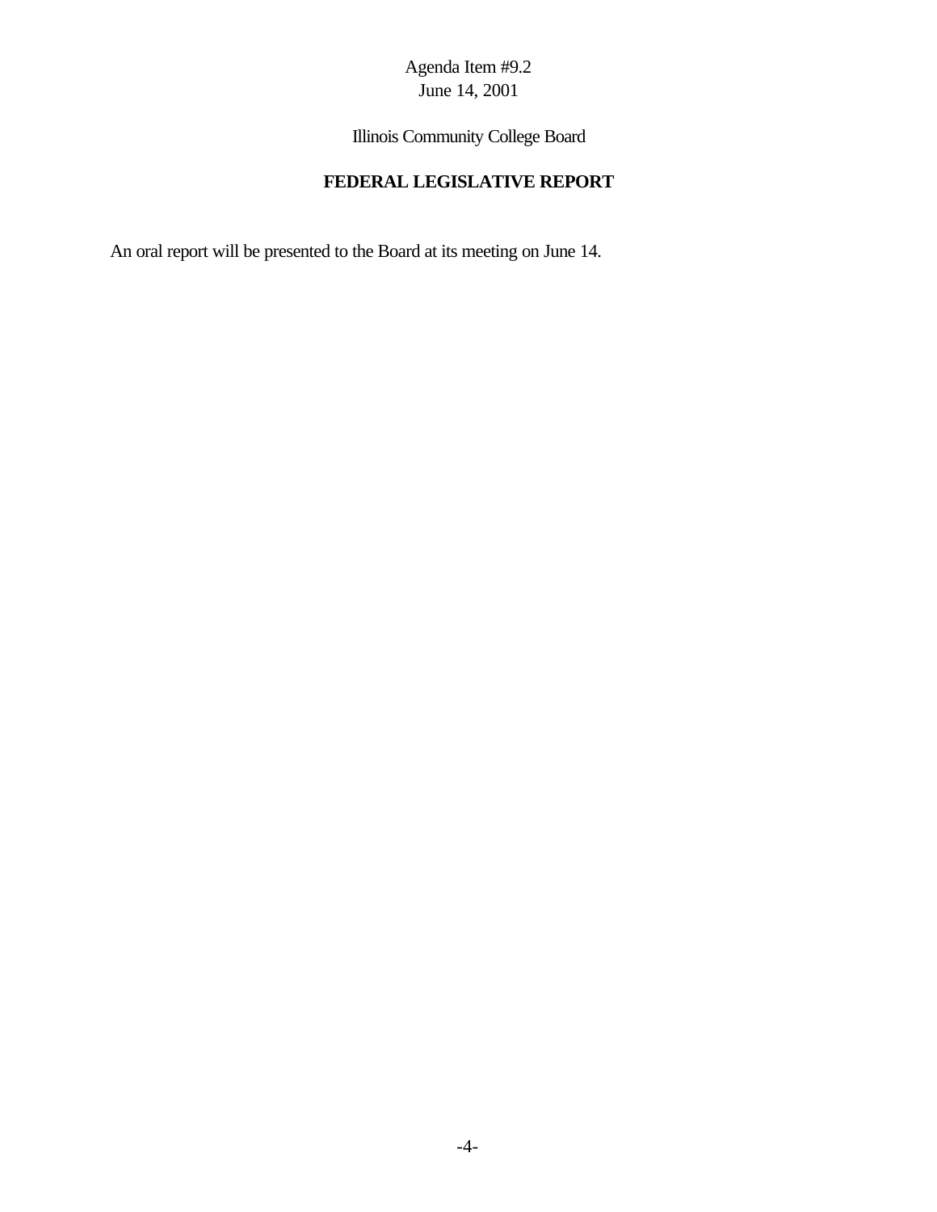Agenda Item #9.2
June 14, 2001

Illinois Community College Board

# FEDERAL LEGISLATIVE REPORT

An oral report will be presented to the Board at its meeting on June 14.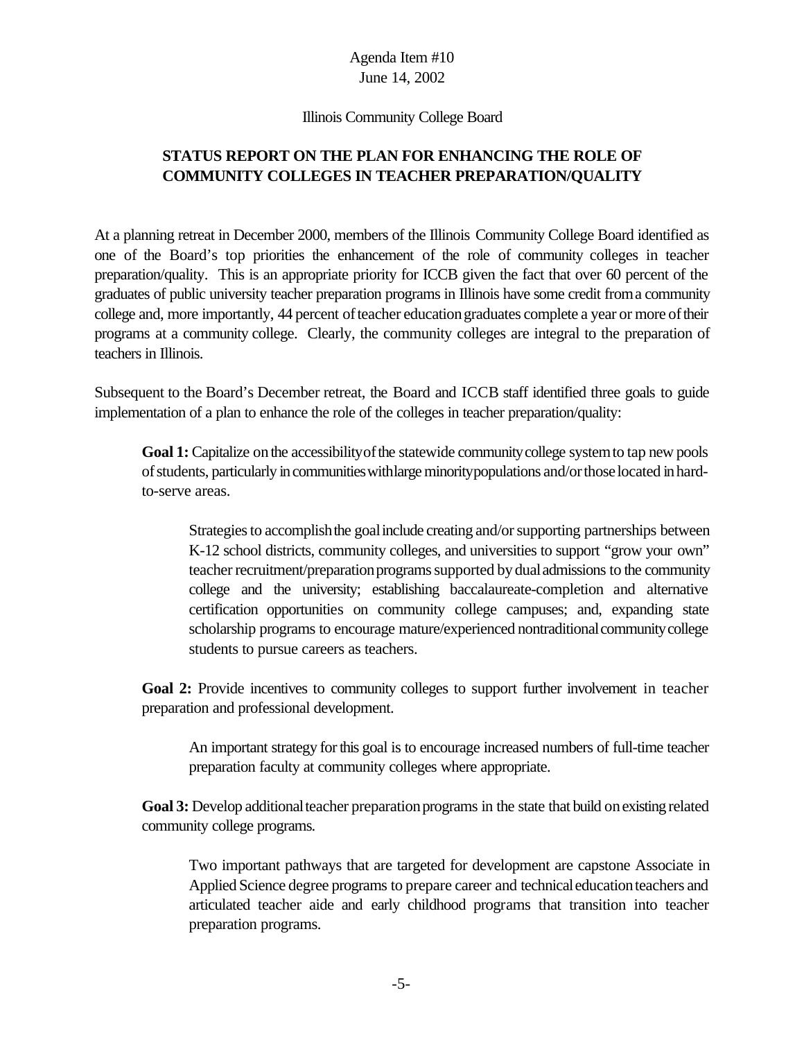Agenda Item #10
June 14, 2002

Illinois Community College Board

**STATUS REPORT ON THE PLAN FOR ENHANCING THE ROLE OF COMMUNITY COLLEGES IN TEACHER PREPARATION/QUALITY**

At a planning retreat in December 2000, members of the Illinois Community College Board identified as one of the Board's top priorities the enhancement of the role of community colleges in teacher preparation/quality. This is an appropriate priority for ICCB given the fact that over 60 percent of the graduates of public university teacher preparation programs in Illinois have some credit from a community college and, more importantly, 44 percent of teacher education graduates complete a year or more of their programs at a community college. Clearly, the community colleges are integral to the preparation of teachers in Illinois.

Subsequent to the Board's December retreat, the Board and ICCB staff identified three goals to guide implementation of a plan to enhance the role of the colleges in teacher preparation/quality:

> **Goal 1:** Capitalize on the accessibility of the statewide community college system to tap new pools of students, particularly in communities with large minority populations and/or those located in hard-to-serve areas.
>
> > Strategies to accomplish the goal include creating and/or supporting partnerships between K-12 school districts, community colleges, and universities to support "grow your own" teacher recruitment/preparation programs supported by dual admissions to the community college and the university; establishing baccalaureate-completion and alternative certification opportunities on community college campuses; and, expanding state scholarship programs to encourage mature/experienced nontraditional community college students to pursue careers as teachers.
>
> **Goal 2:** Provide incentives to community colleges to support further involvement in teacher preparation and professional development.
>
> > An important strategy for this goal is to encourage increased numbers of full-time teacher preparation faculty at community colleges where appropriate.
>
> **Goal 3:** Develop additional teacher preparation programs in the state that build on existing related community college programs.
>
> > Two important pathways that are targeted for development are capstone Associate in Applied Science degree programs to prepare career and technical education teachers and articulated teacher aide and early childhood programs that transition into teacher preparation programs.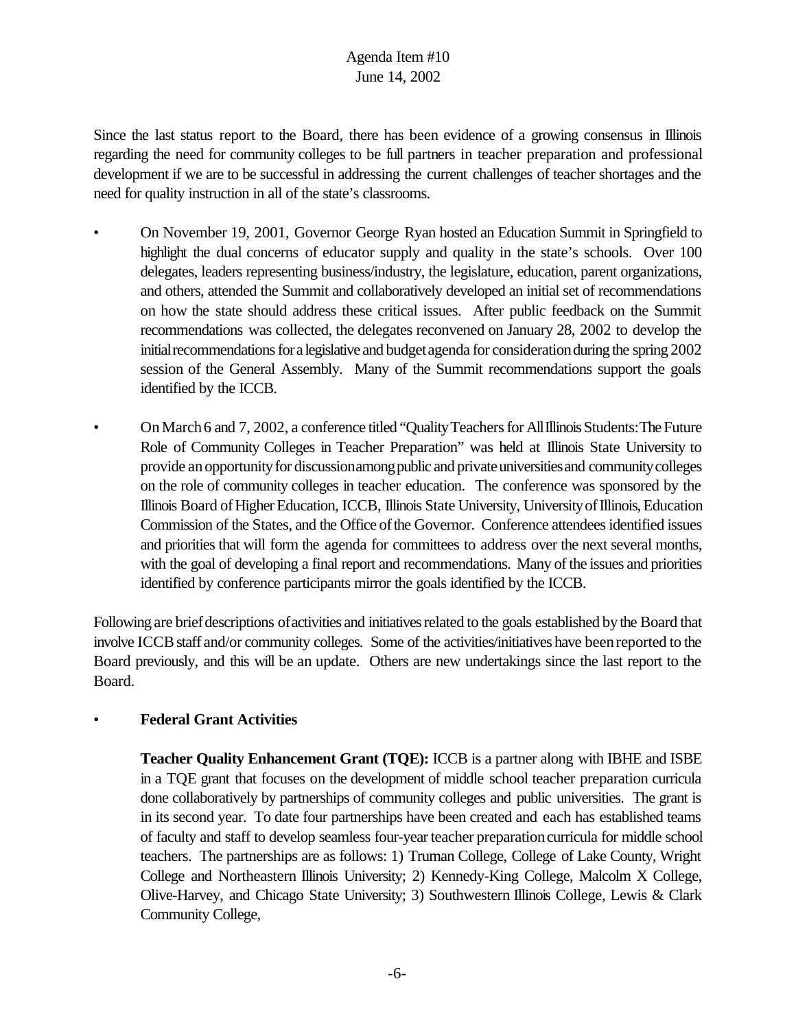Since the last status report to the Board, there has been evidence of a growing consensus in Illinois regarding the need for community colleges to be full partners in teacher preparation and professional development if we are to be successful in addressing the current challenges of teacher shortages and the need for quality instruction in all of the state's classrooms.

- On November 19, 2001, Governor George Ryan hosted an Education Summit in Springfield to highlight the dual concerns of educator supply and quality in the state's schools. Over 100 delegates, leaders representing business/industry, the legislature, education, parent organizations, and others, attended the Summit and collaboratively developed an initial set of recommendations on how the state should address these critical issues. After public feedback on the Summit recommendations was collected, the delegates reconvened on January 28, 2002 to develop the initial recommendations for a legislative and budget agenda for consideration during the spring 2002 session of the General Assembly. Many of the Summit recommendations support the goals identified by the ICCB.

- On March 6 and 7, 2002, a conference titled "Quality Teachers for All Illinois Students: The Future Role of Community Colleges in Teacher Preparation" was held at Illinois State University to provide an opportunity for discussion among public and private universities and community colleges on the role of community colleges in teacher education. The conference was sponsored by the Illinois Board of Higher Education, ICCB, Illinois State University, University of Illinois, Education Commission of the States, and the Office of the Governor. Conference attendees identified issues and priorities that will form the agenda for committees to address over the next several months, with the goal of developing a final report and recommendations. Many of the issues and priorities identified by conference participants mirror the goals identified by the ICCB.

Following are brief descriptions of activities and initiatives related to the goals established by the Board that involve ICCB staff and/or community colleges. Some of the activities/initiatives have been reported to the Board previously, and this will be an update. Others are new undertakings since the last report to the Board.

- **Federal Grant Activities**

  **Teacher Quality Enhancement Grant (TQE):** ICCB is a partner along with IBHE and ISBE in a TQE grant that focuses on the development of middle school teacher preparation curricula done collaboratively by partnerships of community colleges and public universities. The grant is in its second year. To date four partnerships have been created and each has established teams of faculty and staff to develop seamless four-year teacher preparation curricula for middle school teachers. The partnerships are as follows: 1) Truman College, College of Lake County, Wright College and Northeastern Illinois University; 2) Kennedy-King College, Malcolm X College, Olive-Harvey, and Chicago State University; 3) Southwestern Illinois College, Lewis & Clark Community College,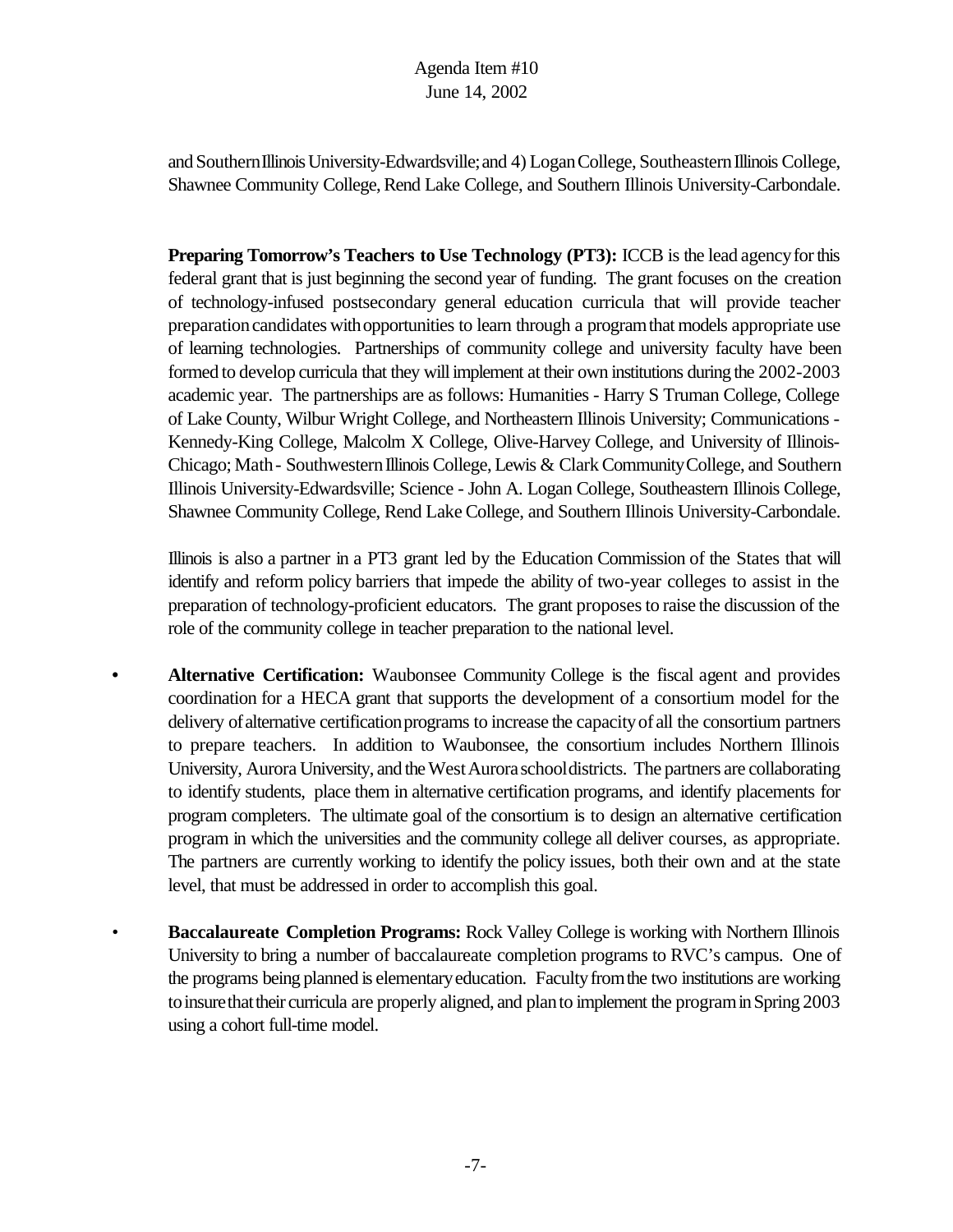and Southern Illinois University-Edwardsville; and 4) Logan College, Southeastern Illinois College, Shawnee Community College, Rend Lake College, and Southern Illinois University-Carbondale.

**Preparing Tomorrow's Teachers to Use Technology (PT3):** ICCB is the lead agency for this federal grant that is just beginning the second year of funding. The grant focuses on the creation of technology-infused postsecondary general education curricula that will provide teacher preparation candidates with opportunities to learn through a program that models appropriate use of learning technologies. Partnerships of community college and university faculty have been formed to develop curricula that they will implement at their own institutions during the 2002-2003 academic year. The partnerships are as follows: Humanities - Harry S Truman College, College of Lake County, Wilbur Wright College, and Northeastern Illinois University; Communications - Kennedy-King College, Malcolm X College, Olive-Harvey College, and University of Illinois-Chicago; Math - Southwestern Illinois College, Lewis & Clark Community College, and Southern Illinois University-Edwardsville; Science - John A. Logan College, Southeastern Illinois College, Shawnee Community College, Rend Lake College, and Southern Illinois University-Carbondale.

Illinois is also a partner in a PT3 grant led by the Education Commission of the States that will identify and reform policy barriers that impede the ability of two-year colleges to assist in the preparation of technology-proficient educators. The grant proposes to raise the discussion of the role of the community college in teacher preparation to the national level.

- **Alternative Certification:** Waubonsee Community College is the fiscal agent and provides coordination for a HECA grant that supports the development of a consortium model for the delivery of alternative certification programs to increase the capacity of all the consortium partners to prepare teachers. In addition to Waubonsee, the consortium includes Northern Illinois University, Aurora University, and the West Aurora school districts. The partners are collaborating to identify students, place them in alternative certification programs, and identify placements for program completers. The ultimate goal of the consortium is to design an alternative certification program in which the universities and the community college all deliver courses, as appropriate. The partners are currently working to identify the policy issues, both their own and at the state level, that must be addressed in order to accomplish this goal.

- **Baccalaureate Completion Programs:** Rock Valley College is working with Northern Illinois University to bring a number of baccalaureate completion programs to RVC's campus. One of the programs being planned is elementary education. Faculty from the two institutions are working to insure that their curricula are properly aligned, and plan to implement the program in Spring 2003 using a cohort full-time model.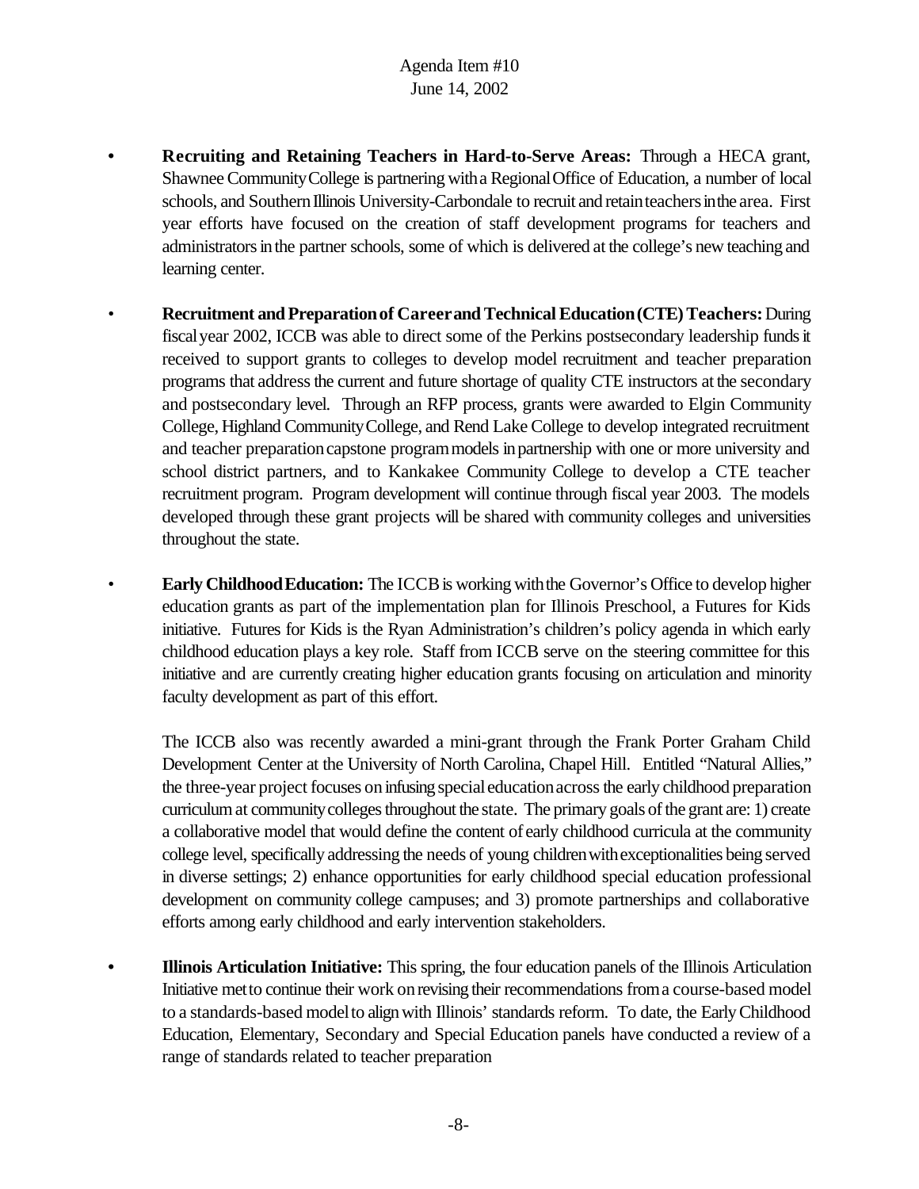- **Recruiting and Retaining Teachers in Hard-to-Serve Areas:** Through a HECA grant, Shawnee Community College is partnering with a Regional Office of Education, a number of local schools, and Southern Illinois University-Carbondale to recruit and retain teachers in the area. First year efforts have focused on the creation of staff development programs for teachers and administrators in the partner schools, some of which is delivered at the college's new teaching and learning center.

- **Recruitment and Preparation of Career and Technical Education (CTE) Teachers:** During fiscal year 2002, ICCB was able to direct some of the Perkins postsecondary leadership funds it received to support grants to colleges to develop model recruitment and teacher preparation programs that address the current and future shortage of quality CTE instructors at the secondary and postsecondary level. Through an RFP process, grants were awarded to Elgin Community College, Highland Community College, and Rend Lake College to develop integrated recruitment and teacher preparation capstone program models in partnership with one or more university and school district partners, and to Kankakee Community College to develop a CTE teacher recruitment program. Program development will continue through fiscal year 2003. The models developed through these grant projects will be shared with community colleges and universities throughout the state.

- **Early Childhood Education:** The ICCB is working with the Governor's Office to develop higher education grants as part of the implementation plan for Illinois Preschool, a Futures for Kids initiative. Futures for Kids is the Ryan Administration's children's policy agenda in which early childhood education plays a key role. Staff from ICCB serve on the steering committee for this initiative and are currently creating higher education grants focusing on articulation and minority faculty development as part of this effort.

  The ICCB also was recently awarded a mini-grant through the Frank Porter Graham Child Development Center at the University of North Carolina, Chapel Hill. Entitled "Natural Allies," the three-year project focuses on infusing special education across the early childhood preparation curriculum at community colleges throughout the state. The primary goals of the grant are: 1) create a collaborative model that would define the content of early childhood curricula at the community college level, specifically addressing the needs of young children with exceptionalities being served in diverse settings; 2) enhance opportunities for early childhood special education professional development on community college campuses; and 3) promote partnerships and collaborative efforts among early childhood and early intervention stakeholders.

- **Illinois Articulation Initiative:** This spring, the four education panels of the Illinois Articulation Initiative met to continue their work on revising their recommendations from a course-based model to a standards-based model to align with Illinois' standards reform. To date, the Early Childhood Education, Elementary, Secondary and Special Education panels have conducted a review of a range of standards related to teacher preparation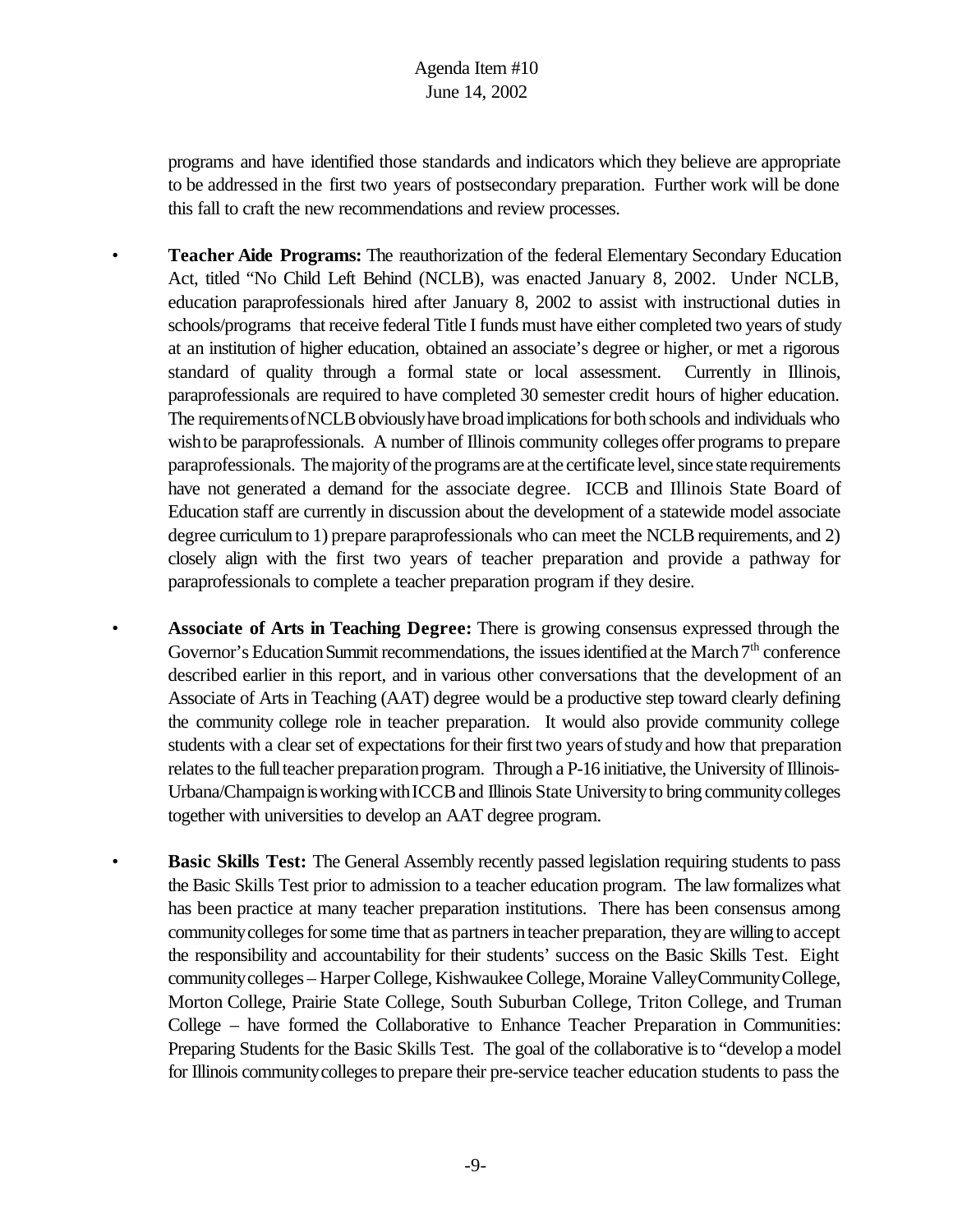programs and have identified those standards and indicators which they believe are appropriate to be addressed in the first two years of postsecondary preparation. Further work will be done this fall to craft the new recommendations and review processes.

- **Teacher Aide Programs:** The reauthorization of the federal Elementary Secondary Education Act, titled "No Child Left Behind (NCLB), was enacted January 8, 2002. Under NCLB, education paraprofessionals hired after January 8, 2002 to assist with instructional duties in schools/programs that receive federal Title I funds must have either completed two years of study at an institution of higher education, obtained an associate's degree or higher, or met a rigorous standard of quality through a formal state or local assessment. Currently in Illinois, paraprofessionals are required to have completed 30 semester credit hours of higher education. The requirements of NCLB obviously have broad implications for both schools and individuals who wish to be paraprofessionals. A number of Illinois community colleges offer programs to prepare paraprofessionals. The majority of the programs are at the certificate level, since state requirements have not generated a demand for the associate degree. ICCB and Illinois State Board of Education staff are currently in discussion about the development of a statewide model associate degree curriculum to 1) prepare paraprofessionals who can meet the NCLB requirements, and 2) closely align with the first two years of teacher preparation and provide a pathway for paraprofessionals to complete a teacher preparation program if they desire.

- **Associate of Arts in Teaching Degree:** There is growing consensus expressed through the Governor's Education Summit recommendations, the issues identified at the March 7th conference described earlier in this report, and in various other conversations that the development of an Associate of Arts in Teaching (AAT) degree would be a productive step toward clearly defining the community college role in teacher preparation. It would also provide community college students with a clear set of expectations for their first two years of study and how that preparation relates to the full teacher preparation program. Through a P-16 initiative, the University of Illinois-Urbana/Champaign is working with ICCB and Illinois State University to bring community colleges together with universities to develop an AAT degree program.

- **Basic Skills Test:** The General Assembly recently passed legislation requiring students to pass the Basic Skills Test prior to admission to a teacher education program. The law formalizes what has been practice at many teacher preparation institutions. There has been consensus among community colleges for some time that as partners in teacher preparation, they are willing to accept the responsibility and accountability for their students' success on the Basic Skills Test. Eight community colleges – Harper College, Kishwaukee College, Moraine Valley Community College, Morton College, Prairie State College, South Suburban College, Triton College, and Truman College – have formed the Collaborative to Enhance Teacher Preparation in Communities: Preparing Students for the Basic Skills Test. The goal of the collaborative is to "develop a model for Illinois community colleges to prepare their pre-service teacher education students to pass the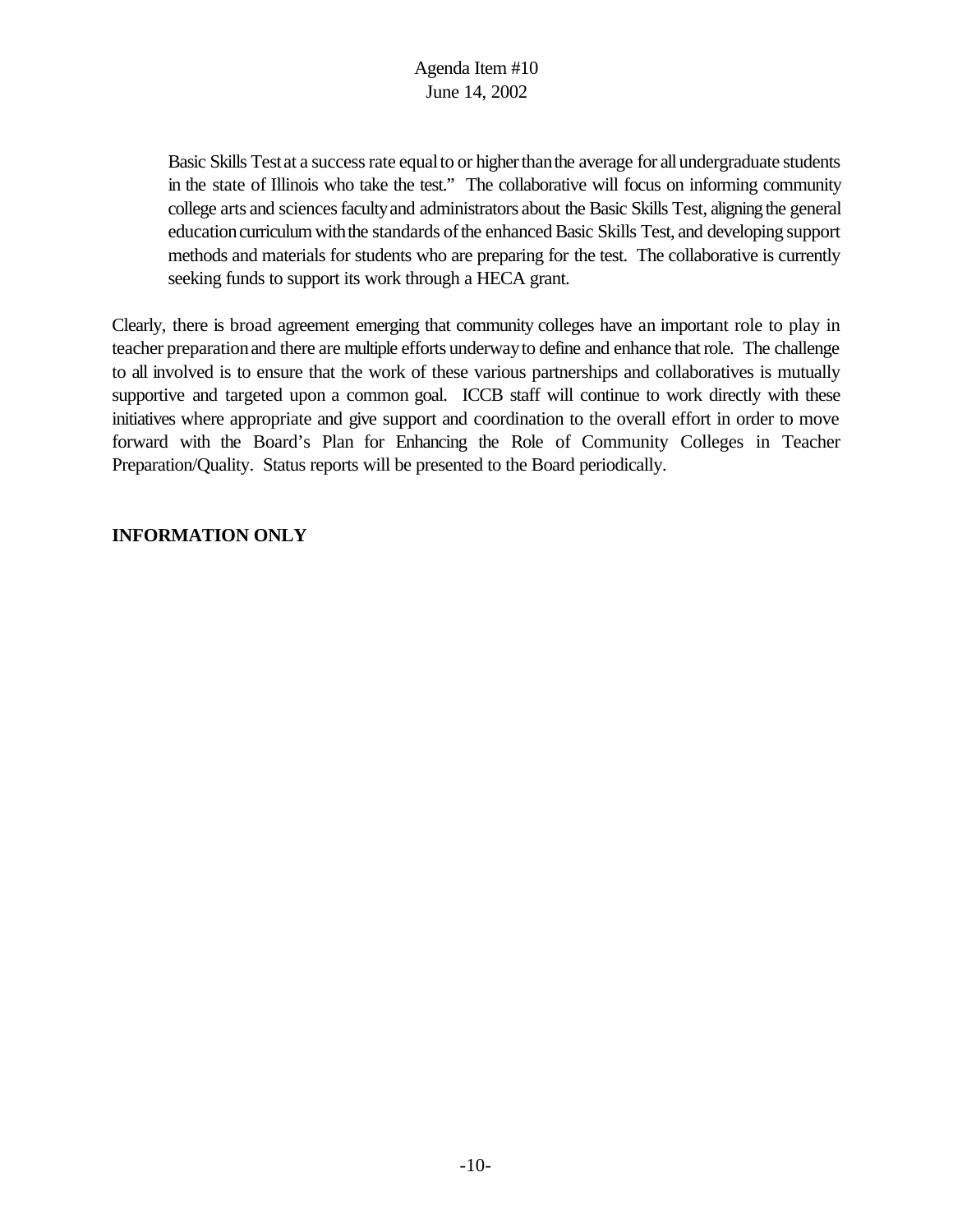Basic Skills Test at a success rate equal to or higher than the average for all undergraduate students in the state of Illinois who take the test." The collaborative will focus on informing community college arts and sciences faculty and administrators about the Basic Skills Test, aligning the general education curriculum with the standards of the enhanced Basic Skills Test, and developing support methods and materials for students who are preparing for the test. The collaborative is currently seeking funds to support its work through a HECA grant.

Clearly, there is broad agreement emerging that community colleges have an important role to play in teacher preparation and there are multiple efforts underway to define and enhance that role. The challenge to all involved is to ensure that the work of these various partnerships and collaboratives is mutually supportive and targeted upon a common goal. ICCB staff will continue to work directly with these initiatives where appropriate and give support and coordination to the overall effort in order to move forward with the Board's Plan for Enhancing the Role of Community Colleges in Teacher Preparation/Quality. Status reports will be presented to the Board periodically.

**INFORMATION ONLY**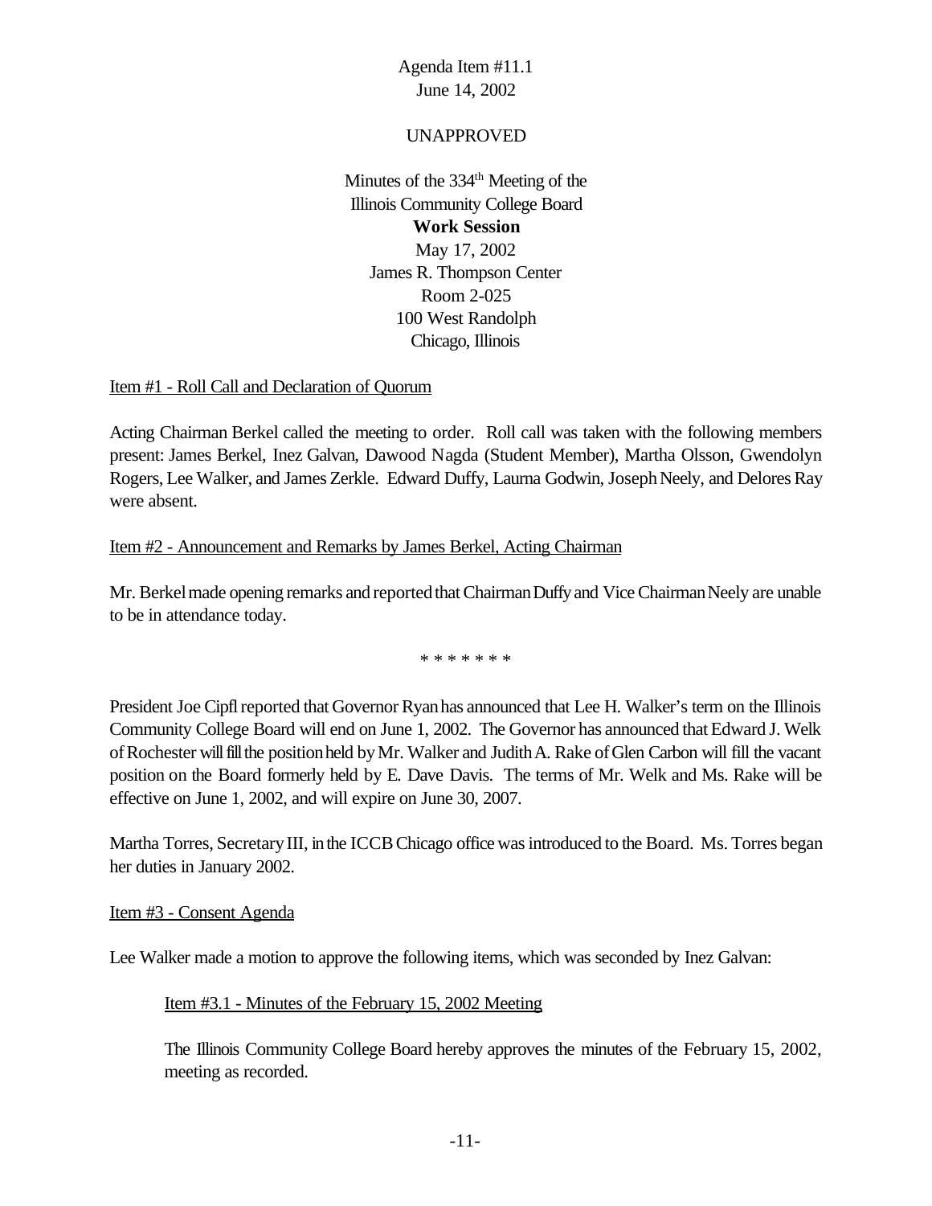Agenda Item #11.1
June 14, 2002

UNAPPROVED

Minutes of the 334th Meeting of the
Illinois Community College Board
**Work Session**
May 17, 2002
James R. Thompson Center
Room 2-025
100 West Randolph
Chicago, Illinois

Item #1 - Roll Call and Declaration of Quorum

Acting Chairman Berkel called the meeting to order. Roll call was taken with the following members present: James Berkel, Inez Galvan, Dawood Nagda (Student Member), Martha Olsson, Gwendolyn Rogers, Lee Walker, and James Zerkle. Edward Duffy, Laurna Godwin, Joseph Neely, and Delores Ray were absent.

Item #2 - Announcement and Remarks by James Berkel, Acting Chairman

Mr. Berkel made opening remarks and reported that Chairman Duffy and Vice Chairman Neely are unable to be in attendance today.

\* \* \* \* \* \* \*

President Joe Cipfl reported that Governor Ryan has announced that Lee H. Walker's term on the Illinois Community College Board will end on June 1, 2002. The Governor has announced that Edward J. Welk of Rochester will fill the position held by Mr. Walker and Judith A. Rake of Glen Carbon will fill the vacant position on the Board formerly held by E. Dave Davis. The terms of Mr. Welk and Ms. Rake will be effective on June 1, 2002, and will expire on June 30, 2007.

Martha Torres, Secretary III, in the ICCB Chicago office was introduced to the Board. Ms. Torres began her duties in January 2002.

Item #3 - Consent Agenda

Lee Walker made a motion to approve the following items, which was seconded by Inez Galvan:

Item #3.1 - Minutes of the February 15, 2002 Meeting

The Illinois Community College Board hereby approves the minutes of the February 15, 2002, meeting as recorded.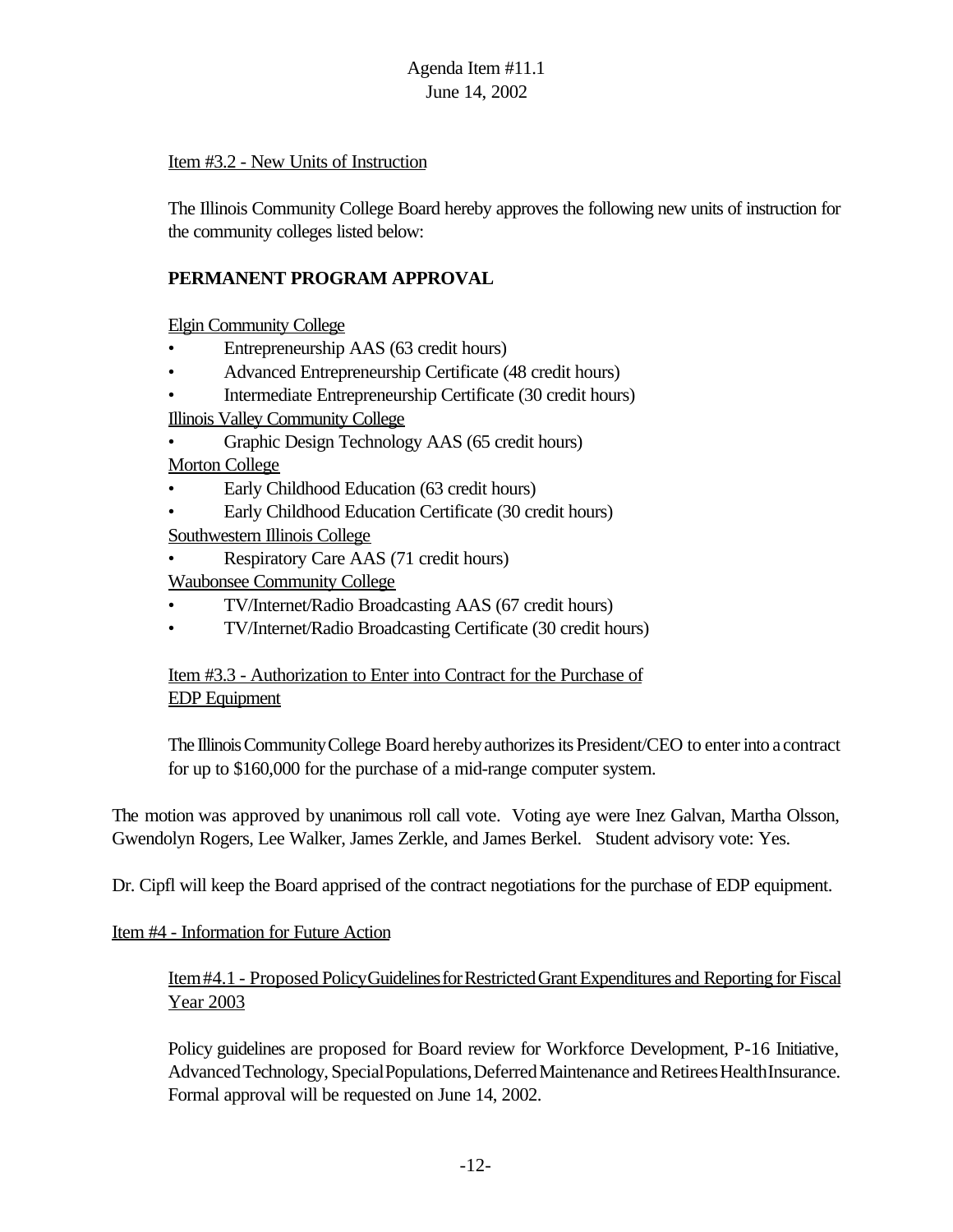Item #3.2 - New Units of Instruction

The Illinois Community College Board hereby approves the following new units of instruction for the community colleges listed below:

**PERMANENT PROGRAM APPROVAL**

Elgin Community College
- Entrepreneurship AAS (63 credit hours)
- Advanced Entrepreneurship Certificate (48 credit hours)
- Intermediate Entrepreneurship Certificate (30 credit hours)

Illinois Valley Community College
- Graphic Design Technology AAS (65 credit hours)

Morton College
- Early Childhood Education (63 credit hours)
- Early Childhood Education Certificate (30 credit hours)

Southwestern Illinois College
- Respiratory Care AAS (71 credit hours)

Waubonsee Community College
- TV/Internet/Radio Broadcasting AAS (67 credit hours)
- TV/Internet/Radio Broadcasting Certificate (30 credit hours)

Item #3.3 - Authorization to Enter into Contract for the Purchase of EDP Equipment

The Illinois Community College Board hereby authorizes its President/CEO to enter into a contract for up to $160,000 for the purchase of a mid-range computer system.

The motion was approved by unanimous roll call vote. Voting aye were Inez Galvan, Martha Olsson, Gwendolyn Rogers, Lee Walker, James Zerkle, and James Berkel. Student advisory vote: Yes.

Dr. Cipfl will keep the Board apprised of the contract negotiations for the purchase of EDP equipment.

Item #4 - Information for Future Action

Item #4.1 - Proposed Policy Guidelines for Restricted Grant Expenditures and Reporting for Fiscal Year 2003

Policy guidelines are proposed for Board review for Workforce Development, P-16 Initiative, Advanced Technology, Special Populations, Deferred Maintenance and Retirees Health Insurance. Formal approval will be requested on June 14, 2002.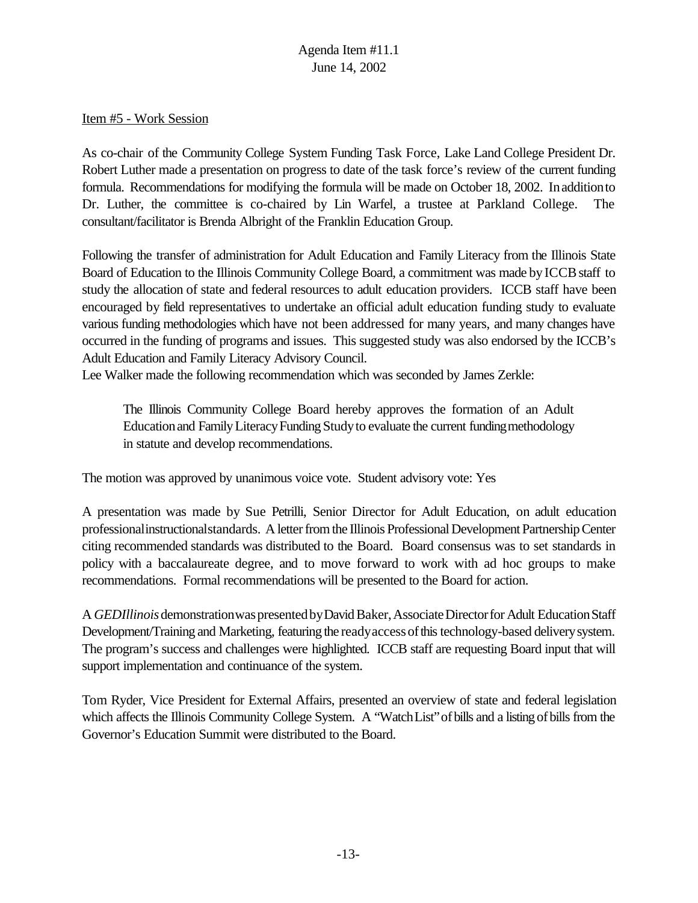Item #5 - Work Session

As co-chair of the Community College System Funding Task Force, Lake Land College President Dr. Robert Luther made a presentation on progress to date of the task force's review of the current funding formula. Recommendations for modifying the formula will be made on October 18, 2002. In addition to Dr. Luther, the committee is co-chaired by Lin Warfel, a trustee at Parkland College. The consultant/facilitator is Brenda Albright of the Franklin Education Group.

Following the transfer of administration for Adult Education and Family Literacy from the Illinois State Board of Education to the Illinois Community College Board, a commitment was made by ICCB staff to study the allocation of state and federal resources to adult education providers. ICCB staff have been encouraged by field representatives to undertake an official adult education funding study to evaluate various funding methodologies which have not been addressed for many years, and many changes have occurred in the funding of programs and issues. This suggested study was also endorsed by the ICCB's Adult Education and Family Literacy Advisory Council.

Lee Walker made the following recommendation which was seconded by James Zerkle:

> The Illinois Community College Board hereby approves the formation of an Adult Education and Family Literacy Funding Study to evaluate the current funding methodology in statute and develop recommendations.

The motion was approved by unanimous voice vote. Student advisory vote: Yes

A presentation was made by Sue Petrilli, Senior Director for Adult Education, on adult education professional instructional standards. A letter from the Illinois Professional Development Partnership Center citing recommended standards was distributed to the Board. Board consensus was to set standards in policy with a baccalaureate degree, and to move forward to work with ad hoc groups to make recommendations. Formal recommendations will be presented to the Board for action.

A *GEDIllinois* demonstration was presented by David Baker, Associate Director for Adult Education Staff Development/Training and Marketing, featuring the ready access of this technology-based delivery system. The program's success and challenges were highlighted. ICCB staff are requesting Board input that will support implementation and continuance of the system.

Tom Ryder, Vice President for External Affairs, presented an overview of state and federal legislation which affects the Illinois Community College System. A "Watch List" of bills and a listing of bills from the Governor's Education Summit were distributed to the Board.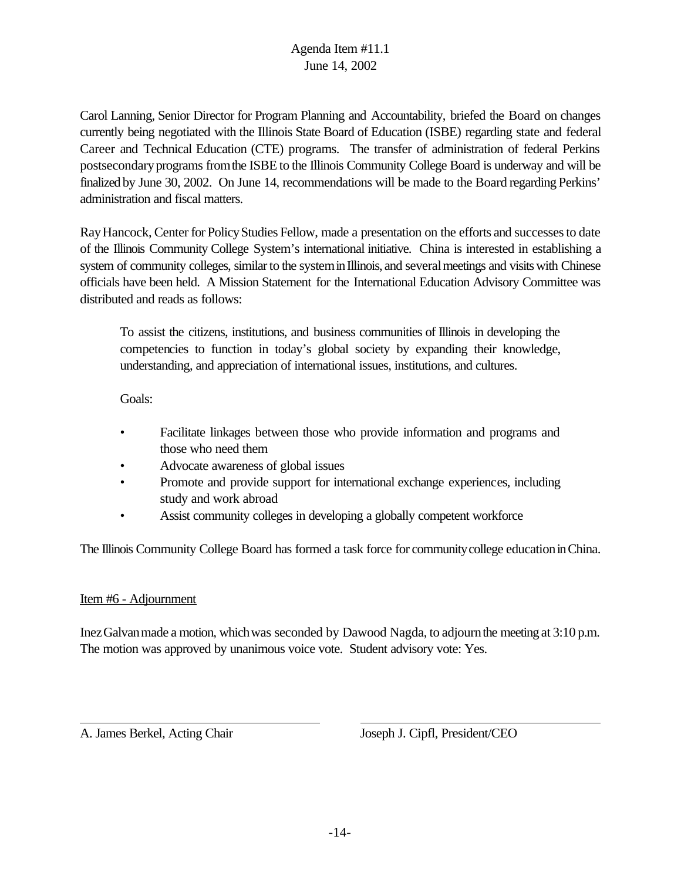Carol Lanning, Senior Director for Program Planning and Accountability, briefed the Board on changes currently being negotiated with the Illinois State Board of Education (ISBE) regarding state and federal Career and Technical Education (CTE) programs. The transfer of administration of federal Perkins postsecondary programs from the ISBE to the Illinois Community College Board is underway and will be finalized by June 30, 2002. On June 14, recommendations will be made to the Board regarding Perkins' administration and fiscal matters.

Ray Hancock, Center for Policy Studies Fellow, made a presentation on the efforts and successes to date of the Illinois Community College System's international initiative. China is interested in establishing a system of community colleges, similar to the system in Illinois, and several meetings and visits with Chinese officials have been held. A Mission Statement for the International Education Advisory Committee was distributed and reads as follows:

> To assist the citizens, institutions, and business communities of Illinois in developing the competencies to function in today's global society by expanding their knowledge, understanding, and appreciation of international issues, institutions, and cultures.
>
> Goals:
>
> - Facilitate linkages between those who provide information and programs and those who need them
> - Advocate awareness of global issues
> - Promote and provide support for international exchange experiences, including study and work abroad
> - Assist community colleges in developing a globally competent workforce

The Illinois Community College Board has formed a task force for community college education in China.

Item #6 - Adjournment

Inez Galvan made a motion, which was seconded by Dawood Nagda, to adjourn the meeting at 3:10 p.m. The motion was approved by unanimous voice vote. Student advisory vote: Yes.

| A. James Berkel, Acting Chair | Joseph J. Cipfl, President/CEO |
|---|---|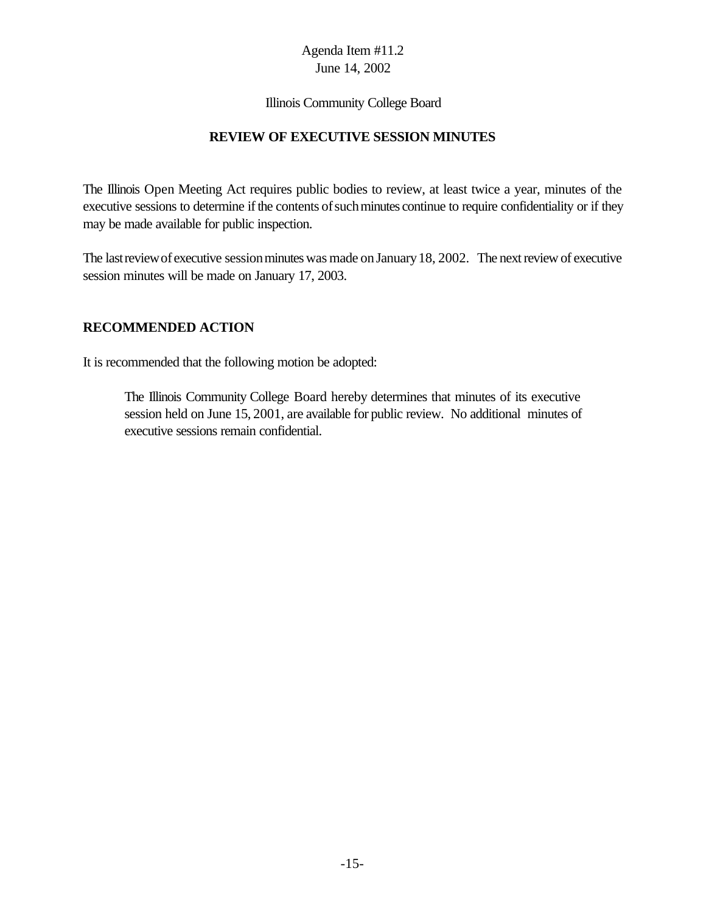Agenda Item #11.2
June 14, 2002

Illinois Community College Board

## REVIEW OF EXECUTIVE SESSION MINUTES

The Illinois Open Meeting Act requires public bodies to review, at least twice a year, minutes of the executive sessions to determine if the contents of such minutes continue to require confidentiality or if they may be made available for public inspection.

The last review of executive session minutes was made on January 18, 2002. The next review of executive session minutes will be made on January 17, 2003.

## RECOMMENDED ACTION

It is recommended that the following motion be adopted:

> The Illinois Community College Board hereby determines that minutes of its executive session held on June 15, 2001, are available for public review. No additional minutes of executive sessions remain confidential.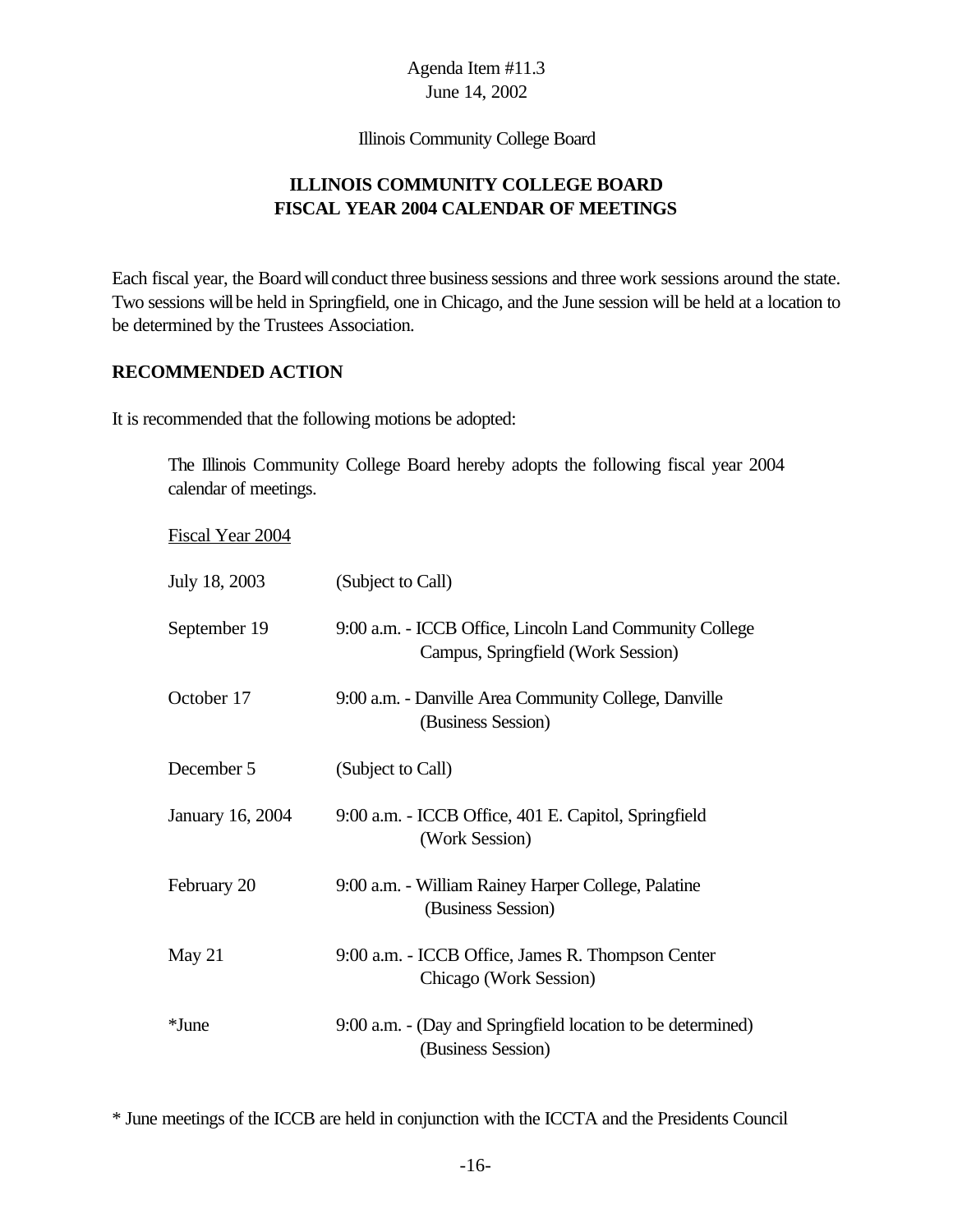Agenda Item #11.3
June 14, 2002

Illinois Community College Board

## ILLINOIS COMMUNITY COLLEGE BOARD
## FISCAL YEAR 2004 CALENDAR OF MEETINGS

Each fiscal year, the Board will conduct three business sessions and three work sessions around the state. Two sessions will be held in Springfield, one in Chicago, and the June session will be held at a location to be determined by the Trustees Association.

**RECOMMENDED ACTION**

It is recommended that the following motions be adopted:

> The Illinois Community College Board hereby adopts the following fiscal year 2004 calendar of meetings.
>
> Fiscal Year 2004
>
> | | |
> |---|---|
> | July 18, 2003 | (Subject to Call) |
> | September 19 | 9:00 a.m. - ICCB Office, Lincoln Land Community College Campus, Springfield (Work Session) |
> | October 17 | 9:00 a.m. - Danville Area Community College, Danville (Business Session) |
> | December 5 | (Subject to Call) |
> | January 16, 2004 | 9:00 a.m. - ICCB Office, 401 E. Capitol, Springfield (Work Session) |
> | February 20 | 9:00 a.m. - William Rainey Harper College, Palatine (Business Session) |
> | May 21 | 9:00 a.m. - ICCB Office, James R. Thompson Center Chicago (Work Session) |
> | *June | 9:00 a.m. - (Day and Springfield location to be determined) (Business Session) |

* June meetings of the ICCB are held in conjunction with the ICCTA and the Presidents Council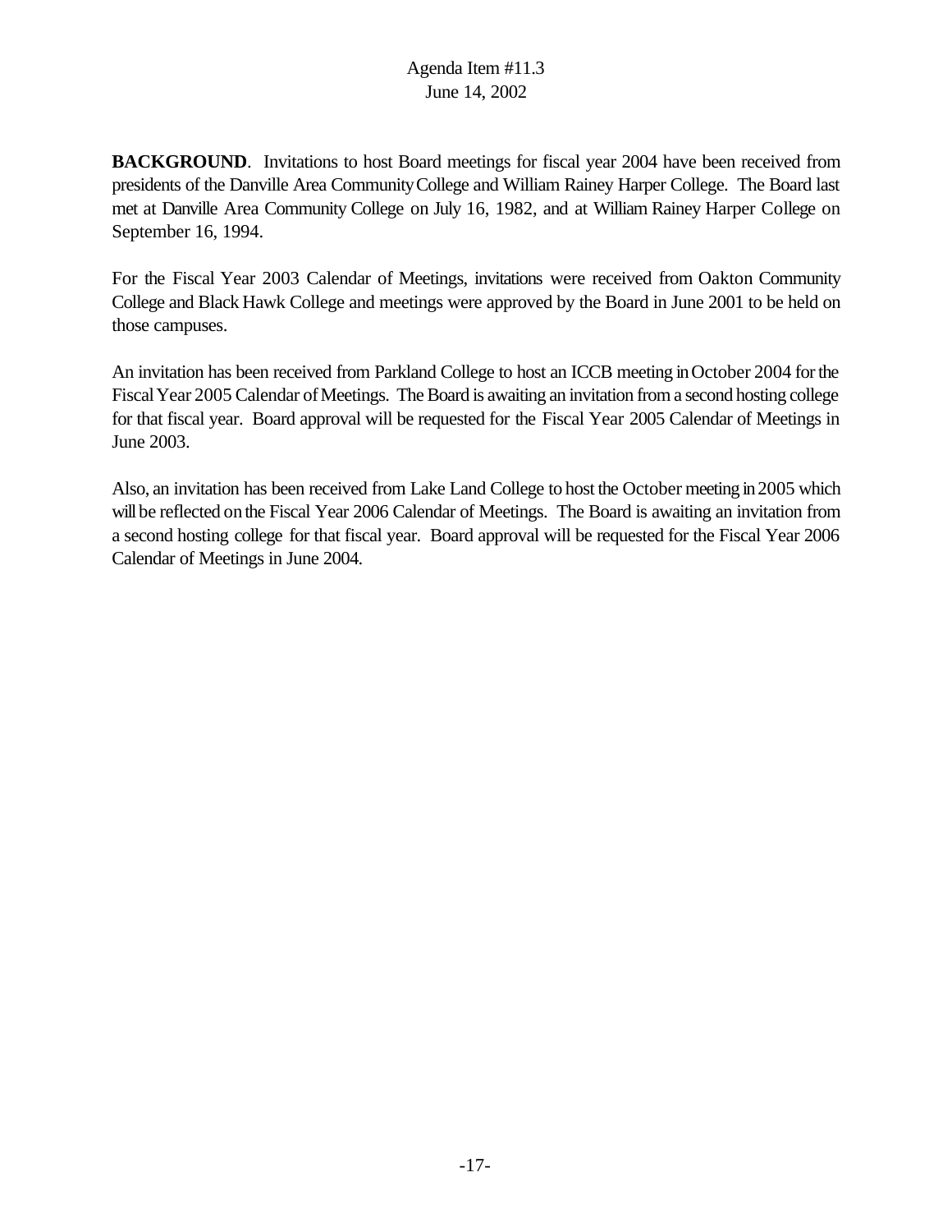Agenda Item #11.3
June 14, 2002

**BACKGROUND**. Invitations to host Board meetings for fiscal year 2004 have been received from presidents of the Danville Area Community College and William Rainey Harper College. The Board last met at Danville Area Community College on July 16, 1982, and at William Rainey Harper College on September 16, 1994.

For the Fiscal Year 2003 Calendar of Meetings, invitations were received from Oakton Community College and Black Hawk College and meetings were approved by the Board in June 2001 to be held on those campuses.

An invitation has been received from Parkland College to host an ICCB meeting in October 2004 for the Fiscal Year 2005 Calendar of Meetings. The Board is awaiting an invitation from a second hosting college for that fiscal year. Board approval will be requested for the Fiscal Year 2005 Calendar of Meetings in June 2003.

Also, an invitation has been received from Lake Land College to host the October meeting in 2005 which will be reflected on the Fiscal Year 2006 Calendar of Meetings. The Board is awaiting an invitation from a second hosting college for that fiscal year. Board approval will be requested for the Fiscal Year 2006 Calendar of Meetings in June 2004.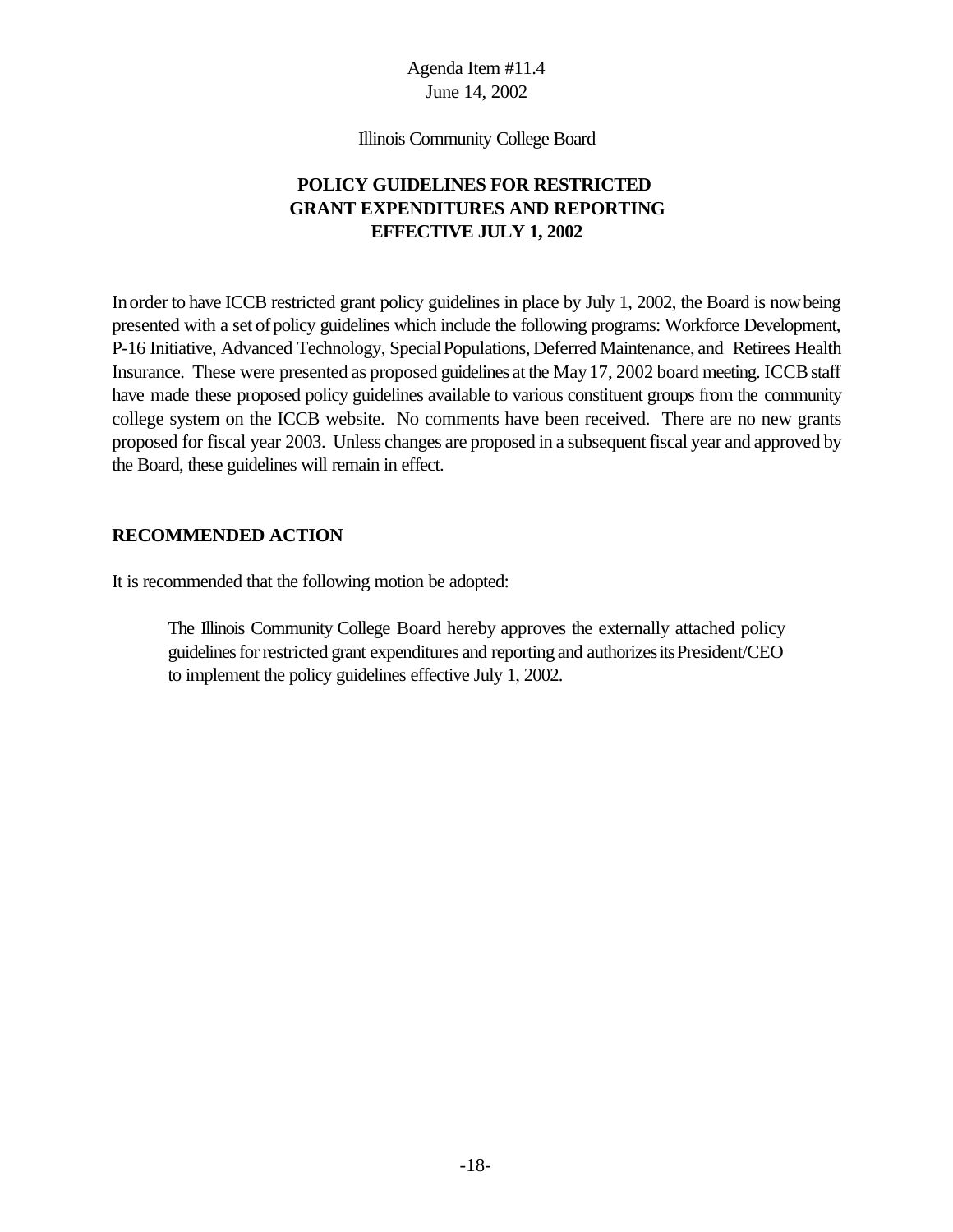Agenda Item #11.4
June 14, 2002

Illinois Community College Board

**POLICY GUIDELINES FOR RESTRICTED GRANT EXPENDITURES AND REPORTING EFFECTIVE JULY 1, 2002**

In order to have ICCB restricted grant policy guidelines in place by July 1, 2002, the Board is now being presented with a set of policy guidelines which include the following programs: Workforce Development, P-16 Initiative, Advanced Technology, Special Populations, Deferred Maintenance, and Retirees Health Insurance. These were presented as proposed guidelines at the May 17, 2002 board meeting. ICCB staff have made these proposed policy guidelines available to various constituent groups from the community college system on the ICCB website. No comments have been received. There are no new grants proposed for fiscal year 2003. Unless changes are proposed in a subsequent fiscal year and approved by the Board, these guidelines will remain in effect.

**RECOMMENDED ACTION**

It is recommended that the following motion be adopted:

> The Illinois Community College Board hereby approves the externally attached policy guidelines for restricted grant expenditures and reporting and authorizes its President/CEO to implement the policy guidelines effective July 1, 2002.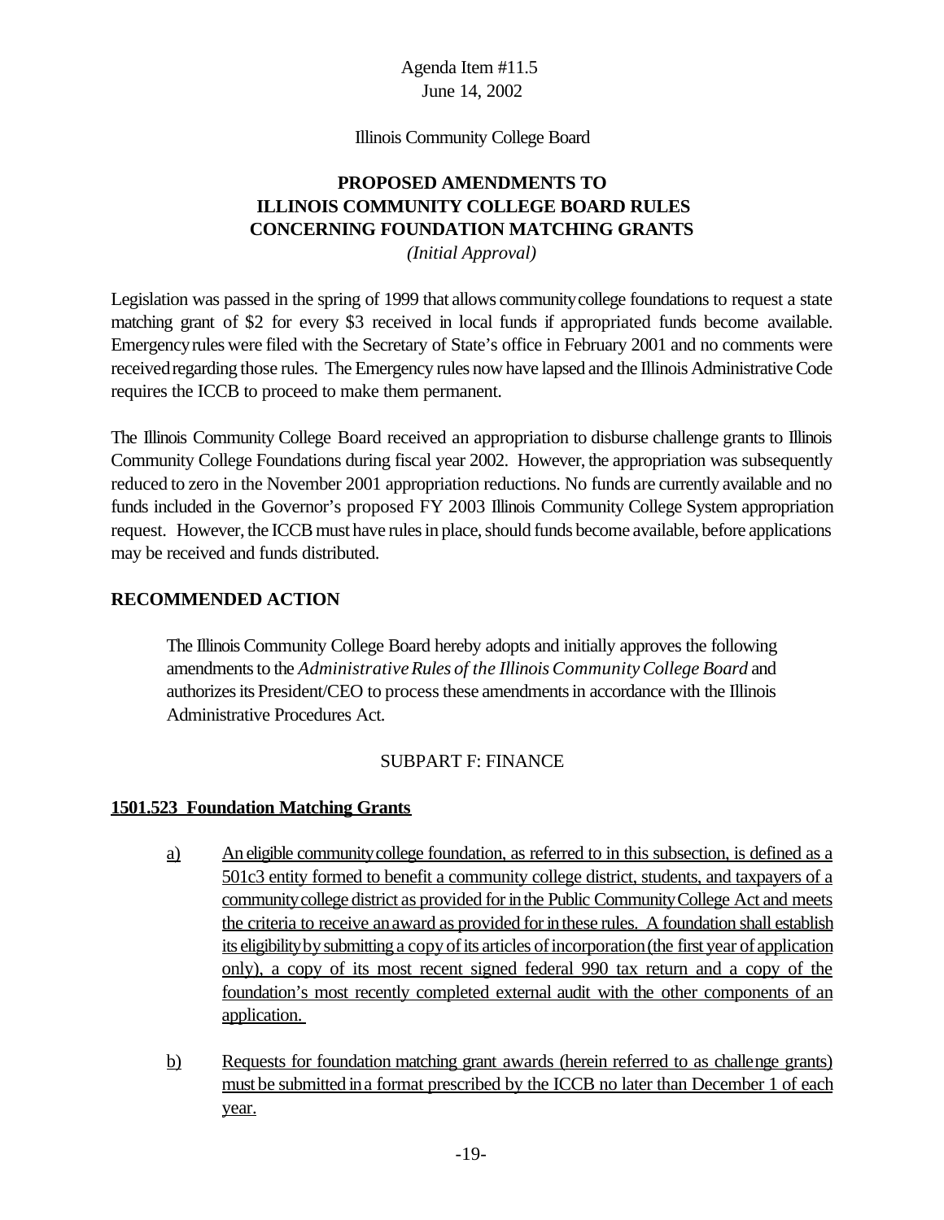Agenda Item #11.5
June 14, 2002

Illinois Community College Board

# PROPOSED AMENDMENTS TO ILLINOIS COMMUNITY COLLEGE BOARD RULES CONCERNING FOUNDATION MATCHING GRANTS

*(Initial Approval)*

Legislation was passed in the spring of 1999 that allows community college foundations to request a state matching grant of $2 for every $3 received in local funds if appropriated funds become available. Emergency rules were filed with the Secretary of State's office in February 2001 and no comments were received regarding those rules. The Emergency rules now have lapsed and the Illinois Administrative Code requires the ICCB to proceed to make them permanent.

The Illinois Community College Board received an appropriation to disburse challenge grants to Illinois Community College Foundations during fiscal year 2002. However, the appropriation was subsequently reduced to zero in the November 2001 appropriation reductions. No funds are currently available and no funds included in the Governor's proposed FY 2003 Illinois Community College System appropriation request. However, the ICCB must have rules in place, should funds become available, before applications may be received and funds distributed.

## RECOMMENDED ACTION

The Illinois Community College Board hereby adopts and initially approves the following amendments to the *Administrative Rules of the Illinois Community College Board* and authorizes its President/CEO to process these amendments in accordance with the Illinois Administrative Procedures Act.

SUBPART F: FINANCE

**1501.523 Foundation Matching Grants**

a) An eligible community college foundation, as referred to in this subsection, is defined as a 501c3 entity formed to benefit a community college district, students, and taxpayers of a community college district as provided for in the Public Community College Act and meets the criteria to receive an award as provided for in these rules. A foundation shall establish its eligibility by submitting a copy of its articles of incorporation (the first year of application only), a copy of its most recent signed federal 990 tax return and a copy of the foundation's most recently completed external audit with the other components of an application.

b) Requests for foundation matching grant awards (herein referred to as challenge grants) must be submitted in a format prescribed by the ICCB no later than December 1 of each year.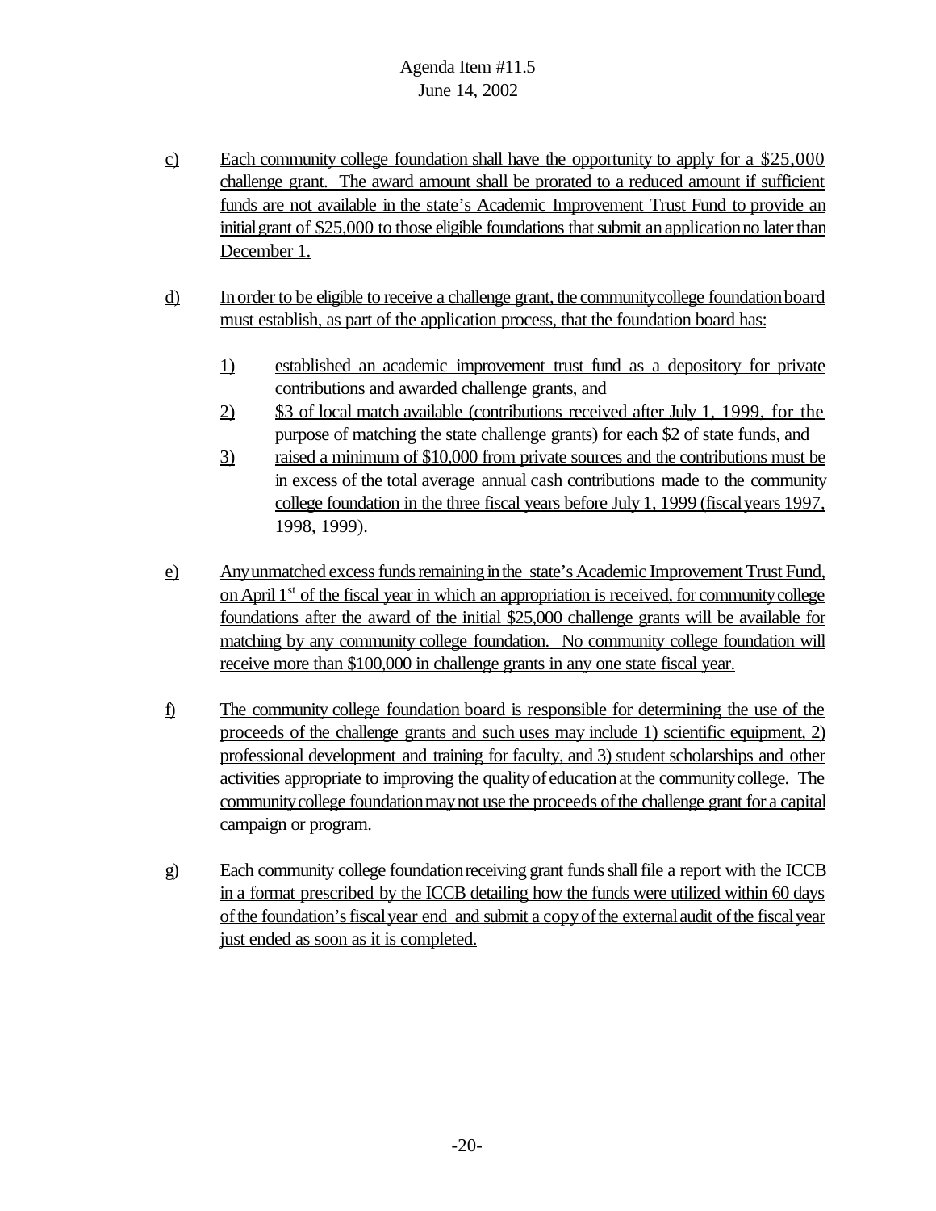c) Each community college foundation shall have the opportunity to apply for a $25,000 challenge grant. The award amount shall be prorated to a reduced amount if sufficient funds are not available in the state's Academic Improvement Trust Fund to provide an initial grant of $25,000 to those eligible foundations that submit an application no later than December 1.

d) In order to be eligible to receive a challenge grant, the community college foundation board must establish, as part of the application process, that the foundation board has:

   1) established an academic improvement trust fund as a depository for private contributions and awarded challenge grants, and
   2) $3 of local match available (contributions received after July 1, 1999, for the purpose of matching the state challenge grants) for each $2 of state funds, and
   3) raised a minimum of $10,000 from private sources and the contributions must be in excess of the total average annual cash contributions made to the community college foundation in the three fiscal years before July 1, 1999 (fiscal years 1997, 1998, 1999).

e) Any unmatched excess funds remaining in the state's Academic Improvement Trust Fund, on April 1st of the fiscal year in which an appropriation is received, for community college foundations after the award of the initial $25,000 challenge grants will be available for matching by any community college foundation. No community college foundation will receive more than $100,000 in challenge grants in any one state fiscal year.

f) The community college foundation board is responsible for determining the use of the proceeds of the challenge grants and such uses may include 1) scientific equipment, 2) professional development and training for faculty, and 3) student scholarships and other activities appropriate to improving the quality of education at the community college. The community college foundation may not use the proceeds of the challenge grant for a capital campaign or program.

g) Each community college foundation receiving grant funds shall file a report with the ICCB in a format prescribed by the ICCB detailing how the funds were utilized within 60 days of the foundation's fiscal year end and submit a copy of the external audit of the fiscal year just ended as soon as it is completed.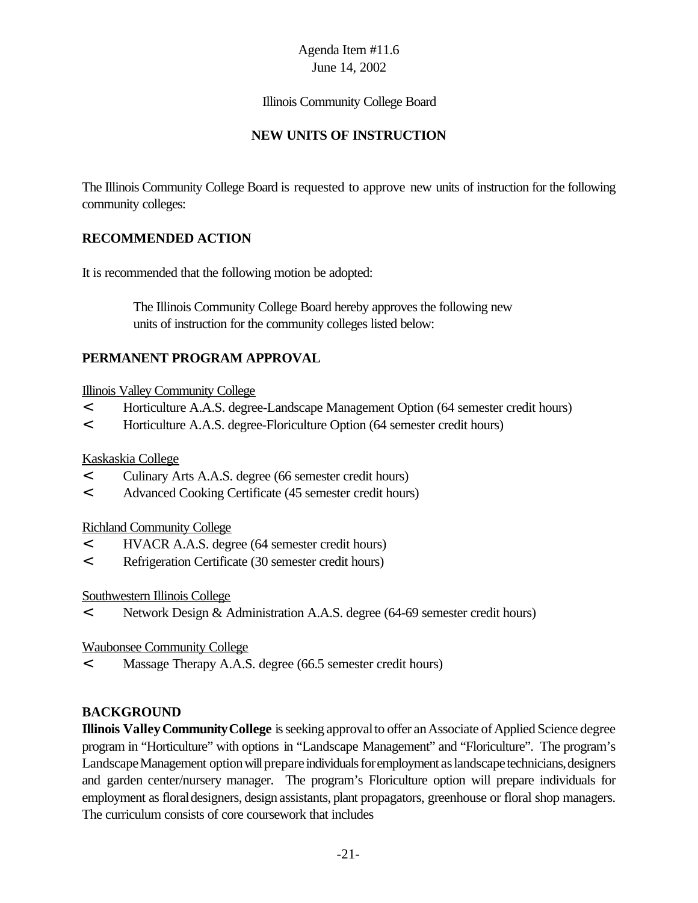Agenda Item #11.6
June 14, 2002

Illinois Community College Board

## NEW UNITS OF INSTRUCTION

The Illinois Community College Board is requested to approve new units of instruction for the following community colleges:

### RECOMMENDED ACTION

It is recommended that the following motion be adopted:

> The Illinois Community College Board hereby approves the following new units of instruction for the community colleges listed below:

### PERMANENT PROGRAM APPROVAL

Illinois Valley Community College

- Horticulture A.A.S. degree-Landscape Management Option (64 semester credit hours)
- Horticulture A.A.S. degree-Floriculture Option (64 semester credit hours)

Kaskaskia College

- Culinary Arts A.A.S. degree (66 semester credit hours)
- Advanced Cooking Certificate (45 semester credit hours)

Richland Community College

- HVACR A.A.S. degree (64 semester credit hours)
- Refrigeration Certificate (30 semester credit hours)

Southwestern Illinois College

- Network Design & Administration A.A.S. degree (64-69 semester credit hours)

Waubonsee Community College

- Massage Therapy A.A.S. degree (66.5 semester credit hours)

### BACKGROUND

**Illinois Valley Community College** is seeking approval to offer an Associate of Applied Science degree program in "Horticulture" with options in "Landscape Management" and "Floriculture". The program's Landscape Management option will prepare individuals for employment as landscape technicians, designers and garden center/nursery manager. The program's Floriculture option will prepare individuals for employment as floral designers, design assistants, plant propagators, greenhouse or floral shop managers. The curriculum consists of core coursework that includes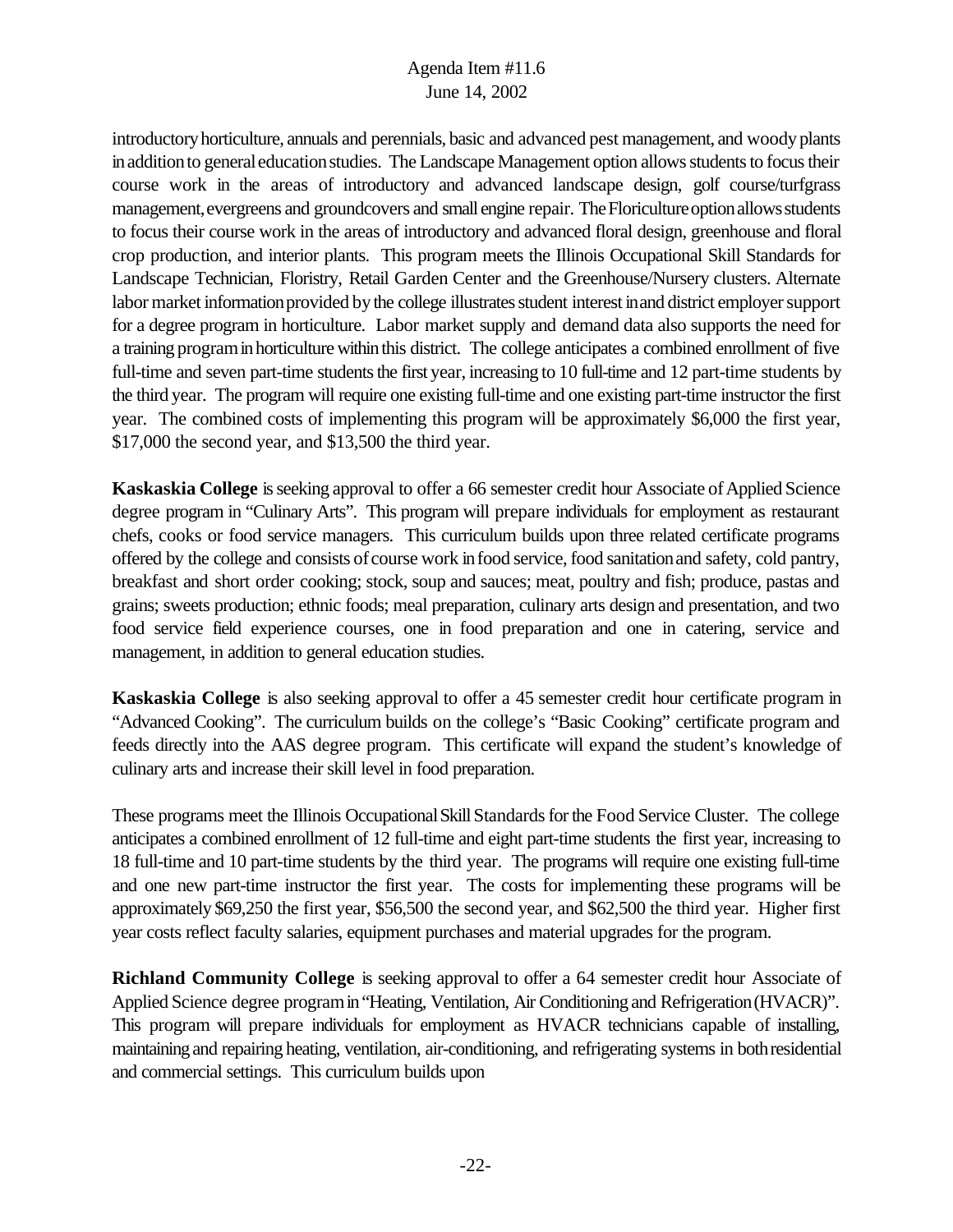introductory horticulture, annuals and perennials, basic and advanced pest management, and woody plants in addition to general education studies. The Landscape Management option allows students to focus their course work in the areas of introductory and advanced landscape design, golf course/turfgrass management, evergreens and groundcovers and small engine repair. The Floriculture option allows students to focus their course work in the areas of introductory and advanced floral design, greenhouse and floral crop production, and interior plants. This program meets the Illinois Occupational Skill Standards for Landscape Technician, Floristry, Retail Garden Center and the Greenhouse/Nursery clusters. Alternate labor market information provided by the college illustrates student interest in and district employer support for a degree program in horticulture. Labor market supply and demand data also supports the need for a training program in horticulture within this district. The college anticipates a combined enrollment of five full-time and seven part-time students the first year, increasing to 10 full-time and 12 part-time students by the third year. The program will require one existing full-time and one existing part-time instructor the first year. The combined costs of implementing this program will be approximately $6,000 the first year, $17,000 the second year, and $13,500 the third year.

**Kaskaskia College** is seeking approval to offer a 66 semester credit hour Associate of Applied Science degree program in "Culinary Arts". This program will prepare individuals for employment as restaurant chefs, cooks or food service managers. This curriculum builds upon three related certificate programs offered by the college and consists of course work in food service, food sanitation and safety, cold pantry, breakfast and short order cooking; stock, soup and sauces; meat, poultry and fish; produce, pastas and grains; sweets production; ethnic foods; meal preparation, culinary arts design and presentation, and two food service field experience courses, one in food preparation and one in catering, service and management, in addition to general education studies.

**Kaskaskia College** is also seeking approval to offer a 45 semester credit hour certificate program in "Advanced Cooking". The curriculum builds on the college's "Basic Cooking" certificate program and feeds directly into the AAS degree program. This certificate will expand the student's knowledge of culinary arts and increase their skill level in food preparation.

These programs meet the Illinois Occupational Skill Standards for the Food Service Cluster. The college anticipates a combined enrollment of 12 full-time and eight part-time students the first year, increasing to 18 full-time and 10 part-time students by the third year. The programs will require one existing full-time and one new part-time instructor the first year. The costs for implementing these programs will be approximately $69,250 the first year, $56,500 the second year, and $62,500 the third year. Higher first year costs reflect faculty salaries, equipment purchases and material upgrades for the program.

**Richland Community College** is seeking approval to offer a 64 semester credit hour Associate of Applied Science degree program in "Heating, Ventilation, Air Conditioning and Refrigeration (HVACR)". This program will prepare individuals for employment as HVACR technicians capable of installing, maintaining and repairing heating, ventilation, air-conditioning, and refrigerating systems in both residential and commercial settings. This curriculum builds upon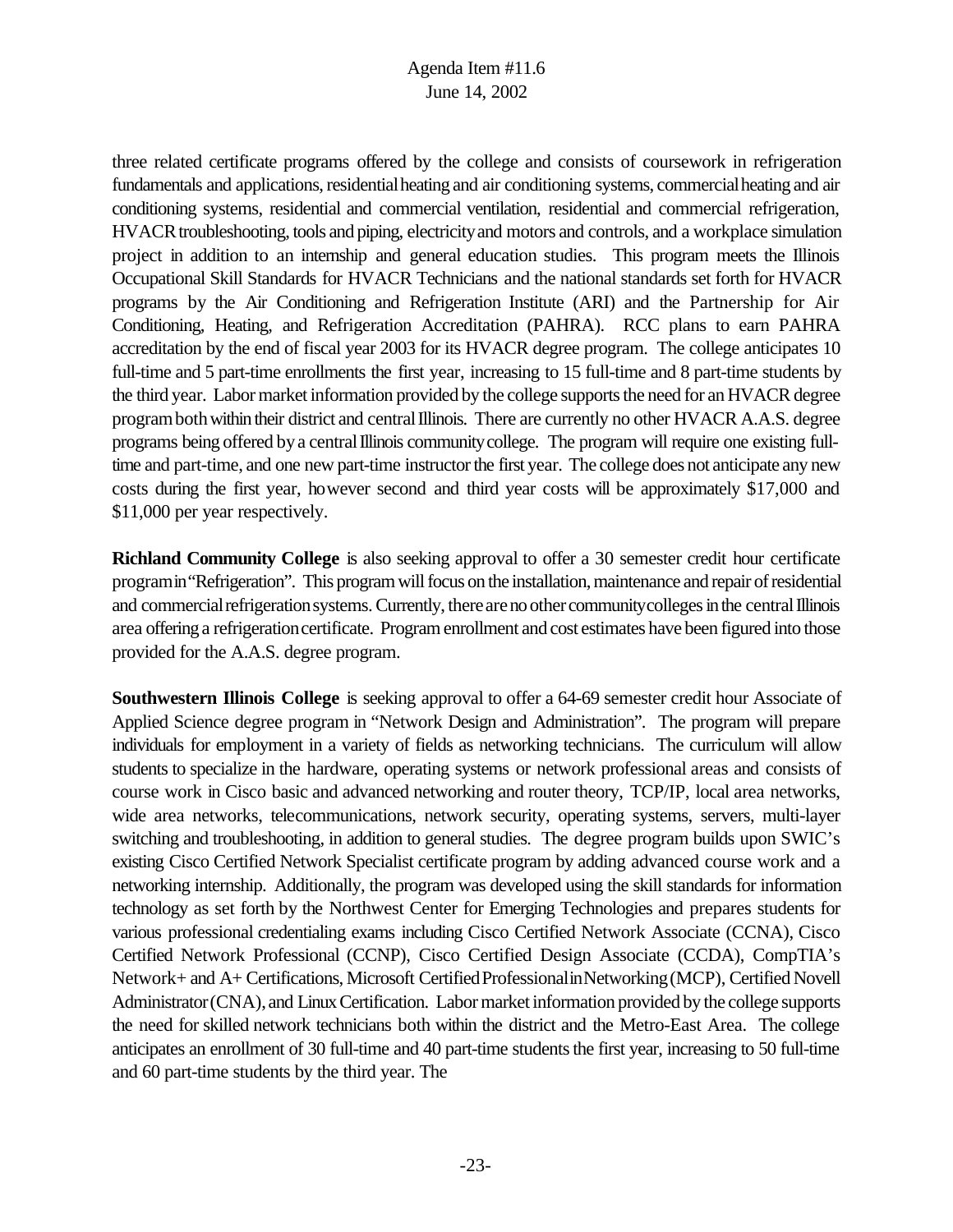three related certificate programs offered by the college and consists of coursework in refrigeration fundamentals and applications, residential heating and air conditioning systems, commercial heating and air conditioning systems, residential and commercial ventilation, residential and commercial refrigeration, HVACR troubleshooting, tools and piping, electricity and motors and controls, and a workplace simulation project in addition to an internship and general education studies. This program meets the Illinois Occupational Skill Standards for HVACR Technicians and the national standards set forth for HVACR programs by the Air Conditioning and Refrigeration Institute (ARI) and the Partnership for Air Conditioning, Heating, and Refrigeration Accreditation (PAHRA). RCC plans to earn PAHRA accreditation by the end of fiscal year 2003 for its HVACR degree program. The college anticipates 10 full-time and 5 part-time enrollments the first year, increasing to 15 full-time and 8 part-time students by the third year. Labor market information provided by the college supports the need for an HVACR degree program both within their district and central Illinois. There are currently no other HVACR A.A.S. degree programs being offered by a central Illinois community college. The program will require one existing full-time and part-time, and one new part-time instructor the first year. The college does not anticipate any new costs during the first year, however second and third year costs will be approximately $17,000 and $11,000 per year respectively.

**Richland Community College** is also seeking approval to offer a 30 semester credit hour certificate program in "Refrigeration". This program will focus on the installation, maintenance and repair of residential and commercial refrigeration systems. Currently, there are no other community colleges in the central Illinois area offering a refrigeration certificate. Program enrollment and cost estimates have been figured into those provided for the A.A.S. degree program.

**Southwestern Illinois College** is seeking approval to offer a 64-69 semester credit hour Associate of Applied Science degree program in "Network Design and Administration". The program will prepare individuals for employment in a variety of fields as networking technicians. The curriculum will allow students to specialize in the hardware, operating systems or network professional areas and consists of course work in Cisco basic and advanced networking and router theory, TCP/IP, local area networks, wide area networks, telecommunications, network security, operating systems, servers, multi-layer switching and troubleshooting, in addition to general studies. The degree program builds upon SWIC's existing Cisco Certified Network Specialist certificate program by adding advanced course work and a networking internship. Additionally, the program was developed using the skill standards for information technology as set forth by the Northwest Center for Emerging Technologies and prepares students for various professional credentialing exams including Cisco Certified Network Associate (CCNA), Cisco Certified Network Professional (CCNP), Cisco Certified Design Associate (CCDA), CompTIA's Network+ and A+ Certifications, Microsoft Certified Professional in Networking (MCP), Certified Novell Administrator (CNA), and Linux Certification. Labor market information provided by the college supports the need for skilled network technicians both within the district and the Metro-East Area. The college anticipates an enrollment of 30 full-time and 40 part-time students the first year, increasing to 50 full-time and 60 part-time students by the third year. The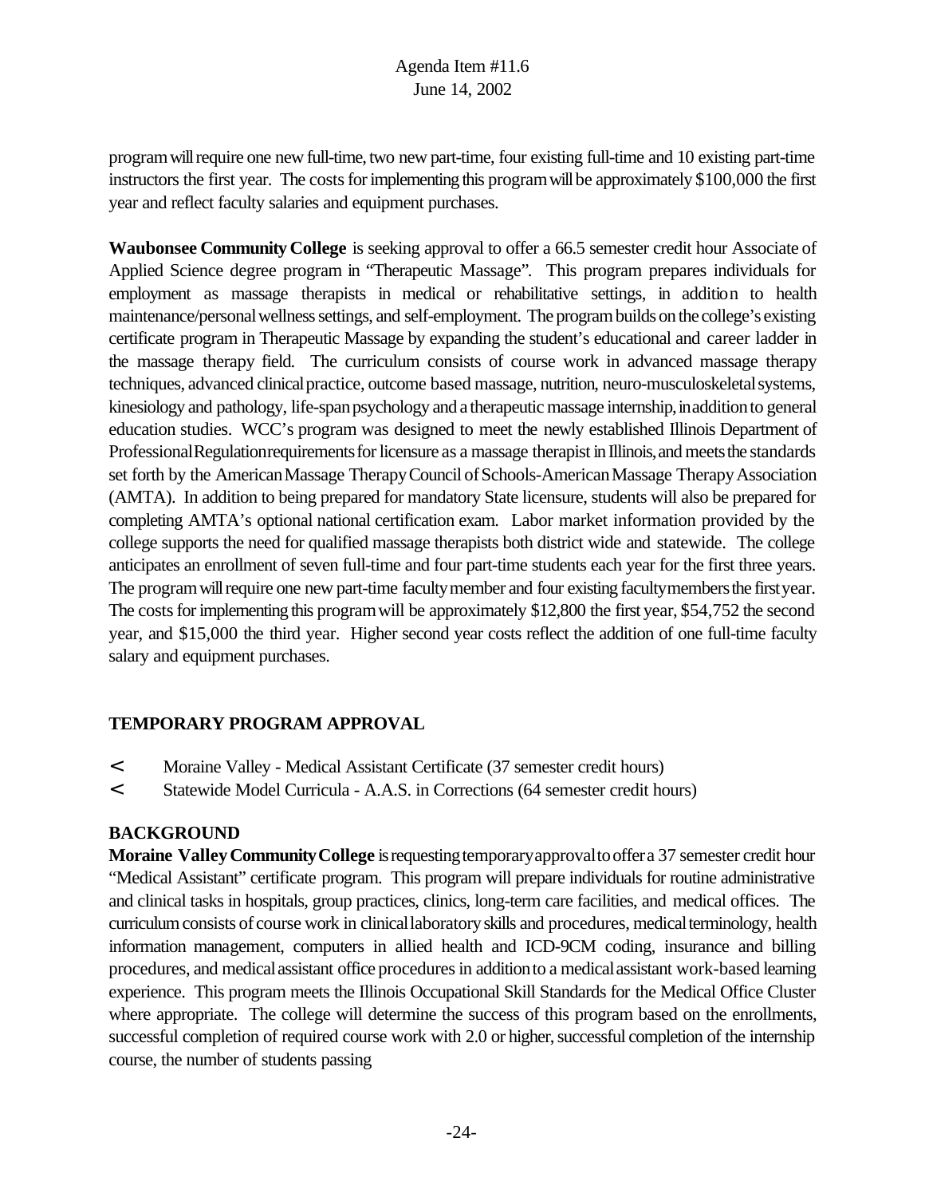program will require one new full-time, two new part-time, four existing full-time and 10 existing part-time instructors the first year. The costs for implementing this program will be approximately $100,000 the first year and reflect faculty salaries and equipment purchases.

**Waubonsee Community College** is seeking approval to offer a 66.5 semester credit hour Associate of Applied Science degree program in "Therapeutic Massage". This program prepares individuals for employment as massage therapists in medical or rehabilitative settings, in addition to health maintenance/personal wellness settings, and self-employment. The program builds on the college's existing certificate program in Therapeutic Massage by expanding the student's educational and career ladder in the massage therapy field. The curriculum consists of course work in advanced massage therapy techniques, advanced clinical practice, outcome based massage, nutrition, neuro-musculoskeletal systems, kinesiology and pathology, life-span psychology and a therapeutic massage internship, in addition to general education studies. WCC's program was designed to meet the newly established Illinois Department of Professional Regulation requirements for licensure as a massage therapist in Illinois, and meets the standards set forth by the American Massage Therapy Council of Schools-American Massage Therapy Association (AMTA). In addition to being prepared for mandatory State licensure, students will also be prepared for completing AMTA's optional national certification exam. Labor market information provided by the college supports the need for qualified massage therapists both district wide and statewide. The college anticipates an enrollment of seven full-time and four part-time students each year for the first three years. The program will require one new part-time faculty member and four existing faculty members the first year. The costs for implementing this program will be approximately $12,800 the first year, $54,752 the second year, and $15,000 the third year. Higher second year costs reflect the addition of one full-time faculty salary and equipment purchases.

## TEMPORARY PROGRAM APPROVAL

- Moraine Valley - Medical Assistant Certificate (37 semester credit hours)
- Statewide Model Curricula - A.A.S. in Corrections (64 semester credit hours)

## BACKGROUND

**Moraine Valley Community College** is requesting temporary approval to offer a 37 semester credit hour "Medical Assistant" certificate program. This program will prepare individuals for routine administrative and clinical tasks in hospitals, group practices, clinics, long-term care facilities, and medical offices. The curriculum consists of course work in clinical laboratory skills and procedures, medical terminology, health information management, computers in allied health and ICD-9CM coding, insurance and billing procedures, and medical assistant office procedures in addition to a medical assistant work-based learning experience. This program meets the Illinois Occupational Skill Standards for the Medical Office Cluster where appropriate. The college will determine the success of this program based on the enrollments, successful completion of required course work with 2.0 or higher, successful completion of the internship course, the number of students passing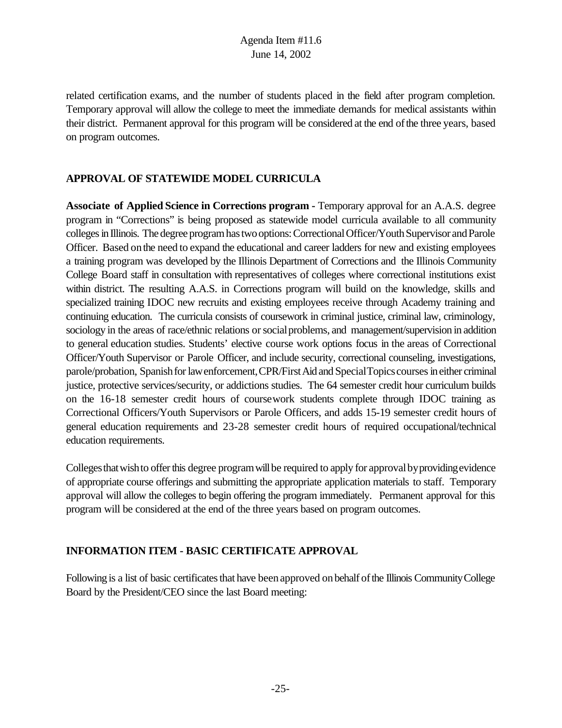related certification exams, and the number of students placed in the field after program completion. Temporary approval will allow the college to meet the immediate demands for medical assistants within their district. Permanent approval for this program will be considered at the end of the three years, based on program outcomes.

## APPROVAL OF STATEWIDE MODEL CURRICULA

**Associate of Applied Science in Corrections program** - Temporary approval for an A.A.S. degree program in "Corrections" is being proposed as statewide model curricula available to all community colleges in Illinois. The degree program has two options: Correctional Officer/Youth Supervisor and Parole Officer. Based on the need to expand the educational and career ladders for new and existing employees a training program was developed by the Illinois Department of Corrections and the Illinois Community College Board staff in consultation with representatives of colleges where correctional institutions exist within district. The resulting A.A.S. in Corrections program will build on the knowledge, skills and specialized training IDOC new recruits and existing employees receive through Academy training and continuing education. The curricula consists of coursework in criminal justice, criminal law, criminology, sociology in the areas of race/ethnic relations or social problems, and management/supervision in addition to general education studies. Students' elective course work options focus in the areas of Correctional Officer/Youth Supervisor or Parole Officer, and include security, correctional counseling, investigations, parole/probation, Spanish for law enforcement, CPR/First Aid and Special Topics courses in either criminal justice, protective services/security, or addictions studies. The 64 semester credit hour curriculum builds on the 16-18 semester credit hours of coursework students complete through IDOC training as Correctional Officers/Youth Supervisors or Parole Officers, and adds 15-19 semester credit hours of general education requirements and 23-28 semester credit hours of required occupational/technical education requirements.

Colleges that wish to offer this degree program will be required to apply for approval by providing evidence of appropriate course offerings and submitting the appropriate application materials to staff. Temporary approval will allow the colleges to begin offering the program immediately. Permanent approval for this program will be considered at the end of the three years based on program outcomes.

## INFORMATION ITEM - BASIC CERTIFICATE APPROVAL

Following is a list of basic certificates that have been approved on behalf of the Illinois Community College Board by the President/CEO since the last Board meeting: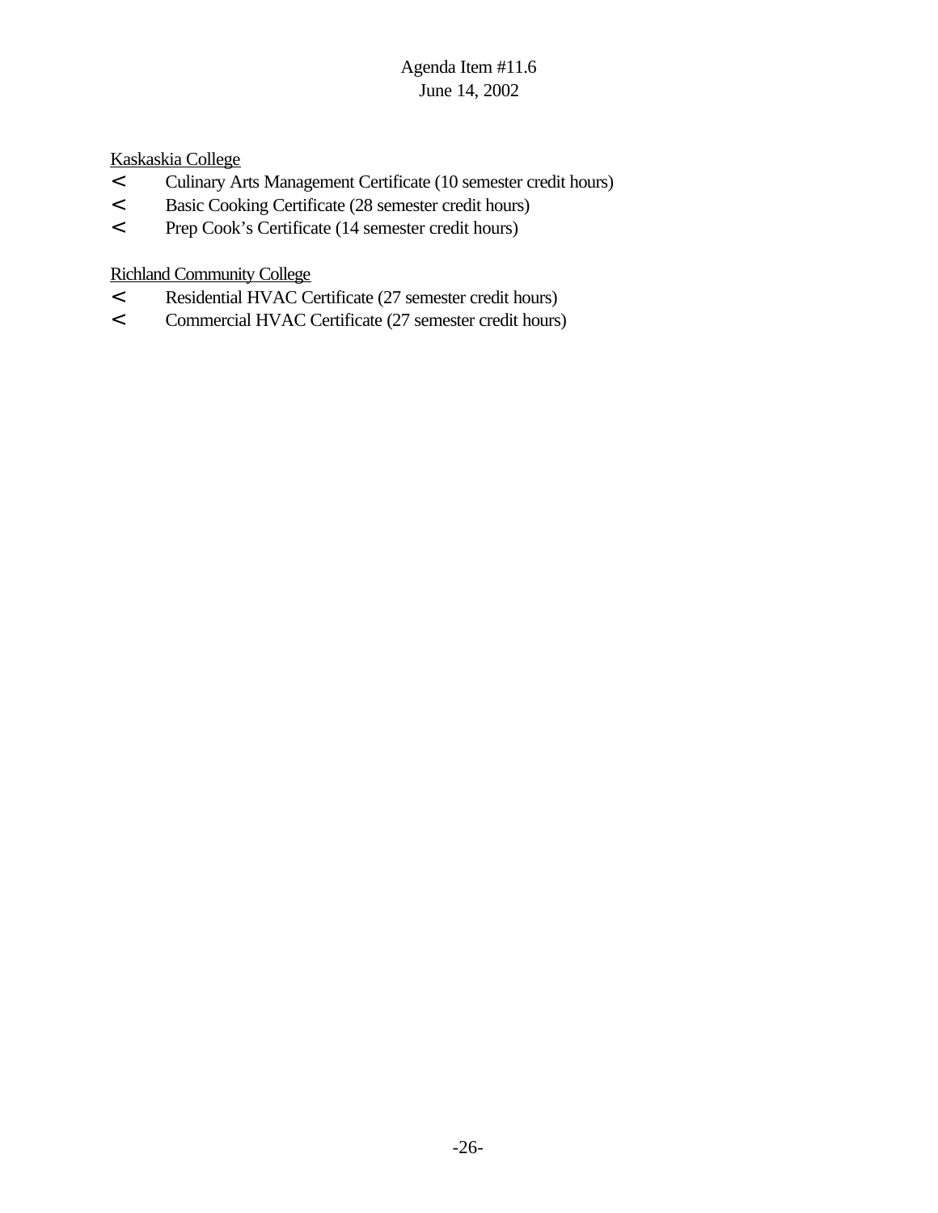Kaskaskia College

- Culinary Arts Management Certificate (10 semester credit hours)
- Basic Cooking Certificate (28 semester credit hours)
- Prep Cook's Certificate (14 semester credit hours)

Richland Community College

- Residential HVAC Certificate (27 semester credit hours)
- Commercial HVAC Certificate (27 semester credit hours)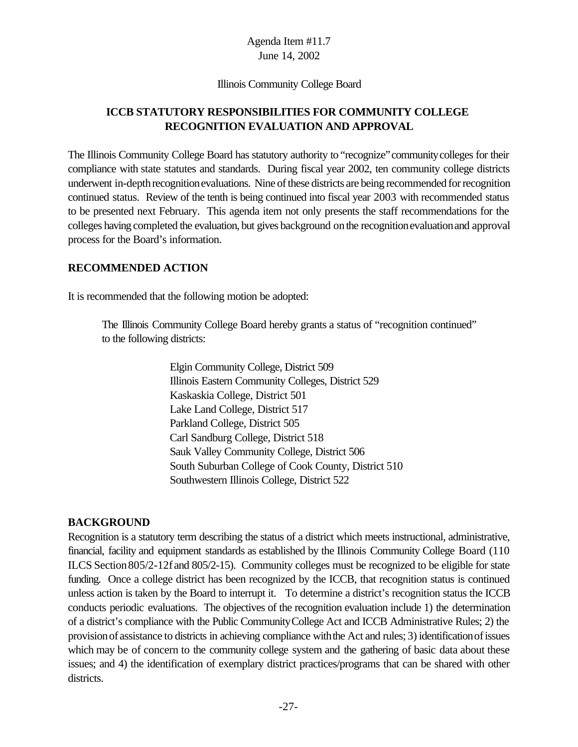Agenda Item #11.7
June 14, 2002

Illinois Community College Board

## ICCB STATUTORY RESPONSIBILITIES FOR COMMUNITY COLLEGE RECOGNITION EVALUATION AND APPROVAL

The Illinois Community College Board has statutory authority to "recognize" community colleges for their compliance with state statutes and standards. During fiscal year 2002, ten community college districts underwent in-depth recognition evaluations. Nine of these districts are being recommended for recognition continued status. Review of the tenth is being continued into fiscal year 2003 with recommended status to be presented next February. This agenda item not only presents the staff recommendations for the colleges having completed the evaluation, but gives background on the recognition evaluation and approval process for the Board's information.

### RECOMMENDED ACTION

It is recommended that the following motion be adopted:

> The Illinois Community College Board hereby grants a status of "recognition continued" to the following districts:
>
> Elgin Community College, District 509
> Illinois Eastern Community Colleges, District 529
> Kaskaskia College, District 501
> Lake Land College, District 517
> Parkland College, District 505
> Carl Sandburg College, District 518
> Sauk Valley Community College, District 506
> South Suburban College of Cook County, District 510
> Southwestern Illinois College, District 522

### BACKGROUND

Recognition is a statutory term describing the status of a district which meets instructional, administrative, financial, facility and equipment standards as established by the Illinois Community College Board (110 ILCS Section 805/2-12f and 805/2-15). Community colleges must be recognized to be eligible for state funding. Once a college district has been recognized by the ICCB, that recognition status is continued unless action is taken by the Board to interrupt it. To determine a district's recognition status the ICCB conducts periodic evaluations. The objectives of the recognition evaluation include 1) the determination of a district's compliance with the Public Community College Act and ICCB Administrative Rules; 2) the provision of assistance to districts in achieving compliance with the Act and rules; 3) identification of issues which may be of concern to the community college system and the gathering of basic data about these issues; and 4) the identification of exemplary district practices/programs that can be shared with other districts.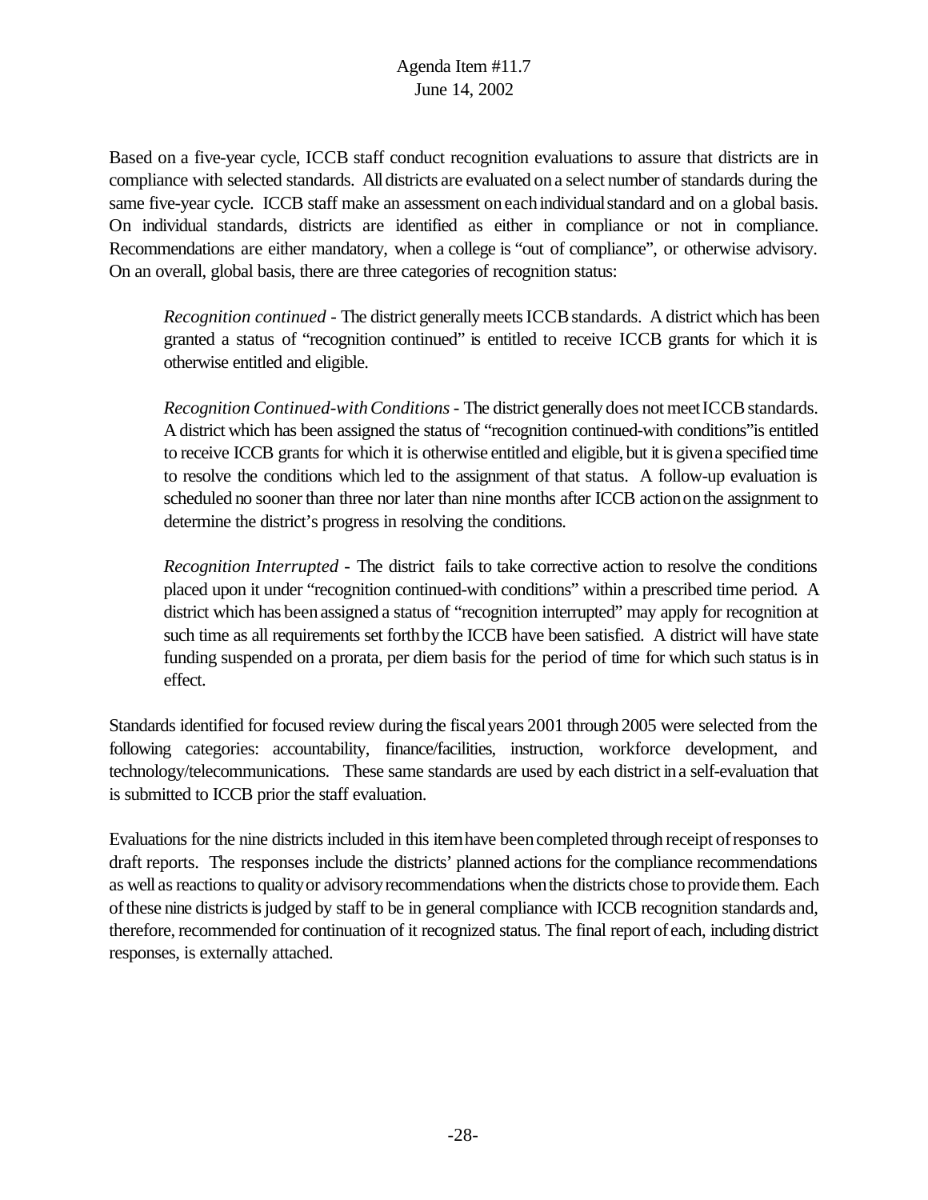Based on a five-year cycle, ICCB staff conduct recognition evaluations to assure that districts are in compliance with selected standards. All districts are evaluated on a select number of standards during the same five-year cycle. ICCB staff make an assessment on each individual standard and on a global basis. On individual standards, districts are identified as either in compliance or not in compliance. Recommendations are either mandatory, when a college is "out of compliance", or otherwise advisory. On an overall, global basis, there are three categories of recognition status:

> *Recognition continued* - The district generally meets ICCB standards. A district which has been granted a status of "recognition continued" is entitled to receive ICCB grants for which it is otherwise entitled and eligible.
>
> *Recognition Continued-with Conditions* - The district generally does not meet ICCB standards. A district which has been assigned the status of "recognition continued-with conditions"is entitled to receive ICCB grants for which it is otherwise entitled and eligible, but it is given a specified time to resolve the conditions which led to the assignment of that status. A follow-up evaluation is scheduled no sooner than three nor later than nine months after ICCB action on the assignment to determine the district's progress in resolving the conditions.
>
> *Recognition Interrupted* - The district fails to take corrective action to resolve the conditions placed upon it under "recognition continued-with conditions" within a prescribed time period. A district which has been assigned a status of "recognition interrupted" may apply for recognition at such time as all requirements set forth by the ICCB have been satisfied. A district will have state funding suspended on a prorata, per diem basis for the period of time for which such status is in effect.

Standards identified for focused review during the fiscal years 2001 through 2005 were selected from the following categories: accountability, finance/facilities, instruction, workforce development, and technology/telecommunications. These same standards are used by each district in a self-evaluation that is submitted to ICCB prior the staff evaluation.

Evaluations for the nine districts included in this item have been completed through receipt of responses to draft reports. The responses include the districts' planned actions for the compliance recommendations as well as reactions to quality or advisory recommendations when the districts chose to provide them. Each of these nine districts is judged by staff to be in general compliance with ICCB recognition standards and, therefore, recommended for continuation of it recognized status. The final report of each, including district responses, is externally attached.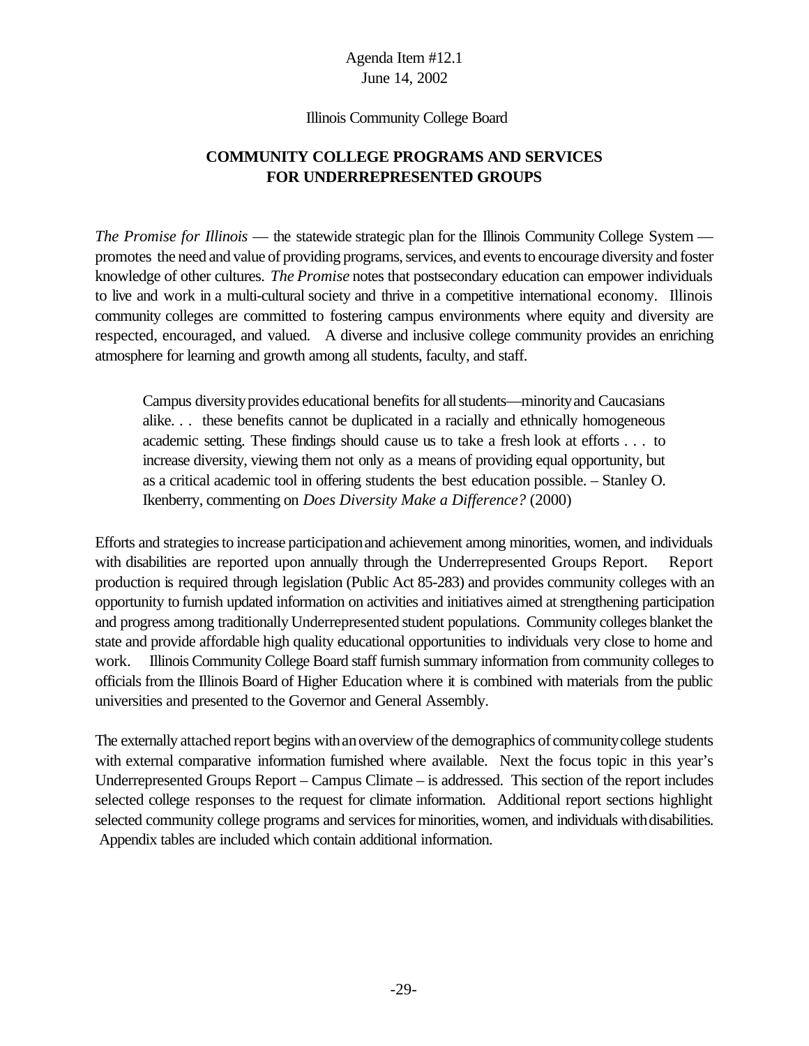Agenda Item #12.1
June 14, 2002

Illinois Community College Board

## COMMUNITY COLLEGE PROGRAMS AND SERVICES FOR UNDERREPRESENTED GROUPS

*The Promise for Illinois* — the statewide strategic plan for the Illinois Community College System — promotes the need and value of providing programs, services, and events to encourage diversity and foster knowledge of other cultures. *The Promise* notes that postsecondary education can empower individuals to live and work in a multi-cultural society and thrive in a competitive international economy. Illinois community colleges are committed to fostering campus environments where equity and diversity are respected, encouraged, and valued. A diverse and inclusive college community provides an enriching atmosphere for learning and growth among all students, faculty, and staff.

> Campus diversity provides educational benefits for all students—minority and Caucasians alike. . . these benefits cannot be duplicated in a racially and ethnically homogeneous academic setting. These findings should cause us to take a fresh look at efforts . . . to increase diversity, viewing them not only as a means of providing equal opportunity, but as a critical academic tool in offering students the best education possible. – Stanley O. Ikenberry, commenting on *Does Diversity Make a Difference?* (2000)

Efforts and strategies to increase participation and achievement among minorities, women, and individuals with disabilities are reported upon annually through the Underrepresented Groups Report. Report production is required through legislation (Public Act 85-283) and provides community colleges with an opportunity to furnish updated information on activities and initiatives aimed at strengthening participation and progress among traditionally Underrepresented student populations. Community colleges blanket the state and provide affordable high quality educational opportunities to individuals very close to home and work. Illinois Community College Board staff furnish summary information from community colleges to officials from the Illinois Board of Higher Education where it is combined with materials from the public universities and presented to the Governor and General Assembly.

The externally attached report begins with an overview of the demographics of community college students with external comparative information furnished where available. Next the focus topic in this year's Underrepresented Groups Report – Campus Climate – is addressed. This section of the report includes selected college responses to the request for climate information. Additional report sections highlight selected community college programs and services for minorities, women, and individuals with disabilities. Appendix tables are included which contain additional information.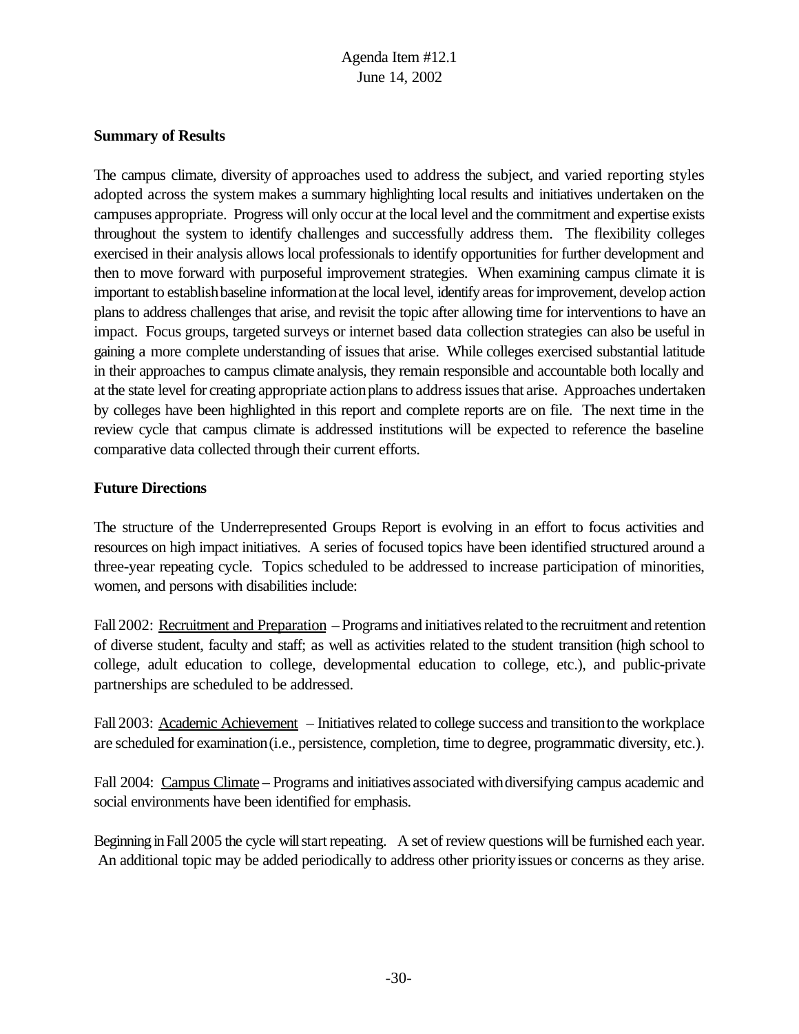## Summary of Results

The campus climate, diversity of approaches used to address the subject, and varied reporting styles adopted across the system makes a summary highlighting local results and initiatives undertaken on the campuses appropriate. Progress will only occur at the local level and the commitment and expertise exists throughout the system to identify challenges and successfully address them. The flexibility colleges exercised in their analysis allows local professionals to identify opportunities for further development and then to move forward with purposeful improvement strategies. When examining campus climate it is important to establish baseline information at the local level, identify areas for improvement, develop action plans to address challenges that arise, and revisit the topic after allowing time for interventions to have an impact. Focus groups, targeted surveys or internet based data collection strategies can also be useful in gaining a more complete understanding of issues that arise. While colleges exercised substantial latitude in their approaches to campus climate analysis, they remain responsible and accountable both locally and at the state level for creating appropriate action plans to address issues that arise. Approaches undertaken by colleges have been highlighted in this report and complete reports are on file. The next time in the review cycle that campus climate is addressed institutions will be expected to reference the baseline comparative data collected through their current efforts.

## Future Directions

The structure of the Underrepresented Groups Report is evolving in an effort to focus activities and resources on high impact initiatives. A series of focused topics have been identified structured around a three-year repeating cycle. Topics scheduled to be addressed to increase participation of minorities, women, and persons with disabilities include:

Fall 2002: Recruitment and Preparation – Programs and initiatives related to the recruitment and retention of diverse student, faculty and staff; as well as activities related to the student transition (high school to college, adult education to college, developmental education to college, etc.), and public-private partnerships are scheduled to be addressed.

Fall 2003: Academic Achievement – Initiatives related to college success and transition to the workplace are scheduled for examination (i.e., persistence, completion, time to degree, programmatic diversity, etc.).

Fall 2004: Campus Climate – Programs and initiatives associated with diversifying campus academic and social environments have been identified for emphasis.

Beginning in Fall 2005 the cycle will start repeating. A set of review questions will be furnished each year. An additional topic may be added periodically to address other priority issues or concerns as they arise.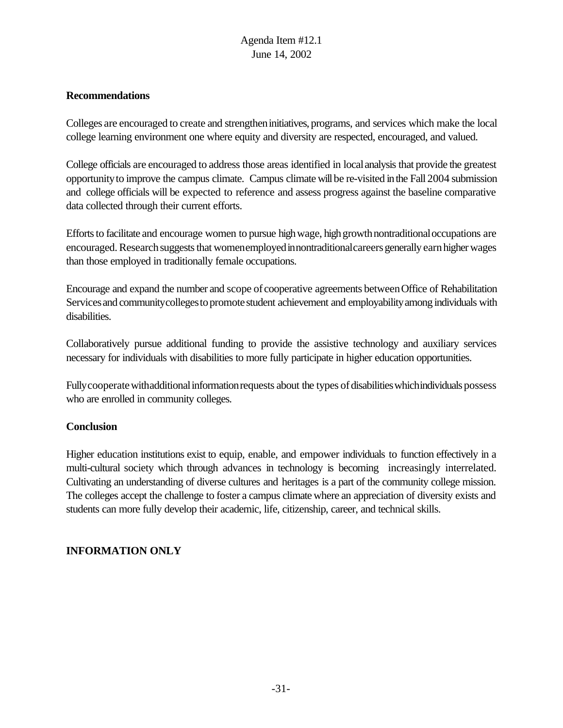## Recommendations

Colleges are encouraged to create and strengthen initiatives, programs, and services which make the local college learning environment one where equity and diversity are respected, encouraged, and valued.

College officials are encouraged to address those areas identified in local analysis that provide the greatest opportunity to improve the campus climate. Campus climate will be re-visited in the Fall 2004 submission and college officials will be expected to reference and assess progress against the baseline comparative data collected through their current efforts.

Efforts to facilitate and encourage women to pursue high wage, high growth nontraditional occupations are encouraged. Research suggests that women employed in nontraditional careers generally earn higher wages than those employed in traditionally female occupations.

Encourage and expand the number and scope of cooperative agreements between Office of Rehabilitation Services and community colleges to promote student achievement and employability among individuals with disabilities.

Collaboratively pursue additional funding to provide the assistive technology and auxiliary services necessary for individuals with disabilities to more fully participate in higher education opportunities.

Fully cooperate with additional information requests about the types of disabilities which individuals possess who are enrolled in community colleges.

## Conclusion

Higher education institutions exist to equip, enable, and empower individuals to function effectively in a multi-cultural society which through advances in technology is becoming increasingly interrelated. Cultivating an understanding of diverse cultures and heritages is a part of the community college mission. The colleges accept the challenge to foster a campus climate where an appreciation of diversity exists and students can more fully develop their academic, life, citizenship, career, and technical skills.

**INFORMATION ONLY**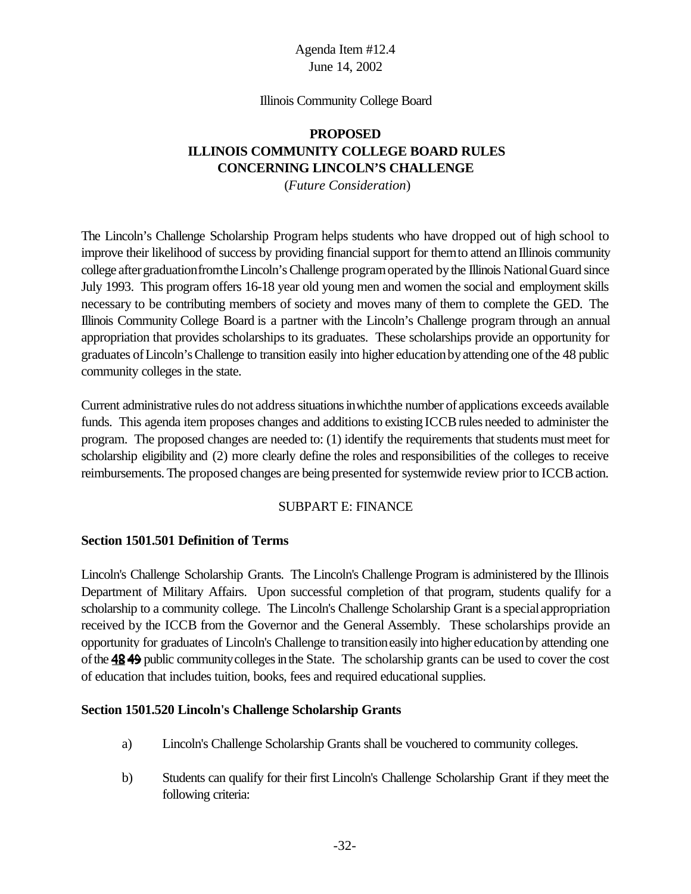Agenda Item #12.4
June 14, 2002

Illinois Community College Board

**PROPOSED**
**ILLINOIS COMMUNITY COLLEGE BOARD RULES**
**CONCERNING LINCOLN'S CHALLENGE**
(*Future Consideration*)

The Lincoln's Challenge Scholarship Program helps students who have dropped out of high school to improve their likelihood of success by providing financial support for them to attend an Illinois community college after graduation from the Lincoln's Challenge program operated by the Illinois National Guard since July 1993. This program offers 16-18 year old young men and women the social and employment skills necessary to be contributing members of society and moves many of them to complete the GED. The Illinois Community College Board is a partner with the Lincoln's Challenge program through an annual appropriation that provides scholarships to its graduates. These scholarships provide an opportunity for graduates of Lincoln's Challenge to transition easily into higher education by attending one of the 48 public community colleges in the state.

Current administrative rules do not address situations in which the number of applications exceeds available funds. This agenda item proposes changes and additions to existing ICCB rules needed to administer the program. The proposed changes are needed to: (1) identify the requirements that students must meet for scholarship eligibility and (2) more clearly define the roles and responsibilities of the colleges to receive reimbursements. The proposed changes are being presented for systemwide review prior to ICCB action.

SUBPART E: FINANCE

**Section 1501.501 Definition of Terms**

Lincoln's Challenge Scholarship Grants. The Lincoln's Challenge Program is administered by the Illinois Department of Military Affairs. Upon successful completion of that program, students qualify for a scholarship to a community college. The Lincoln's Challenge Scholarship Grant is a special appropriation received by the ICCB from the Governor and the General Assembly. These scholarships provide an opportunity for graduates of Lincoln's Challenge to transition easily into higher education by attending one of the **48** ~~49~~ public community colleges in the State. The scholarship grants can be used to cover the cost of education that includes tuition, books, fees and required educational supplies.

**Section 1501.520 Lincoln's Challenge Scholarship Grants**

a) Lincoln's Challenge Scholarship Grants shall be vouchered to community colleges.

b) Students can qualify for their first Lincoln's Challenge Scholarship Grant if they meet the following criteria: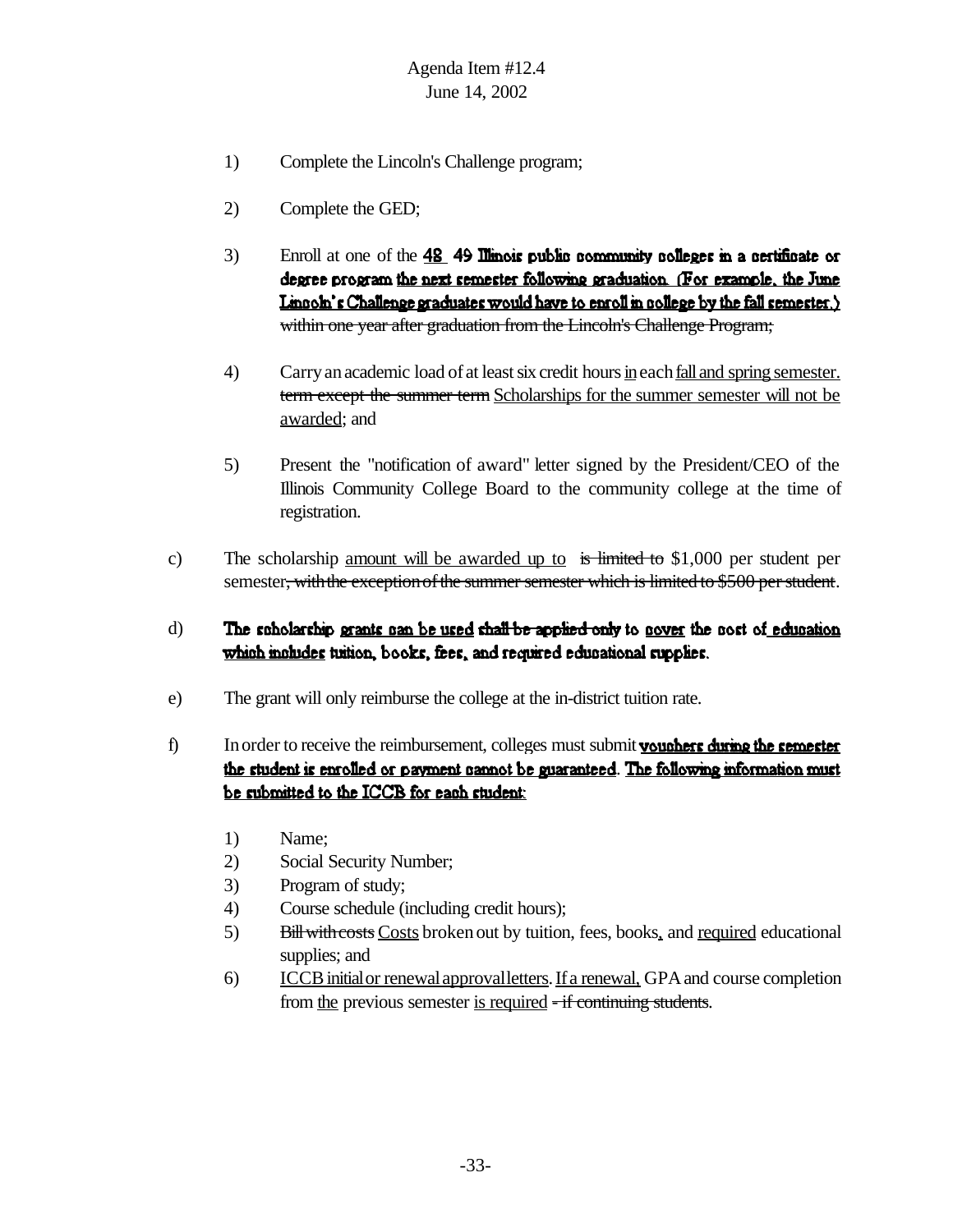1) Complete the Lincoln's Challenge program;

2) Complete the GED;

3) Enroll at one of the <u>**48**</u> ~~**49**~~ **Illinois public community colleges in a certificate or degree program** <u>**the next semester following graduation. (For example, the June Lincoln's Challenge graduates would have to enroll in college by the fall semester.)**</u> ~~within one year after graduation from the Lincoln's Challenge Program;~~

4) Carry an academic load of at least six credit hours <u>in</u> each <u>fall and spring semester.</u> ~~term except the summer term~~ <u>Scholarships for the summer semester will not be awarded</u>; and

5) Present the "notification of award" letter signed by the President/CEO of the Illinois Community College Board to the community college at the time of registration.

c) The scholarship <u>amount will be awarded up to</u> ~~is limited to~~ $1,000 per student per semester~~, with the exception of the summer semester which is limited to $500 per student~~.

d) **The scholarship <u>grants can be used</u> ~~shall be applied only~~ to <u>cover</u> the cost of <u>education which includes</u> tuition, books, fees, and required educational supplies.**

e) The grant will only reimburse the college at the in-district tuition rate.

f) In order to receive the reimbursement, colleges must submit <u>**vouchers during the semester the student is enrolled or payment cannot be guaranteed**</u>. <u>**The following information must be submitted to the ICCB for each student:**</u>

1) Name;
2) Social Security Number;
3) Program of study;
4) Course schedule (including credit hours);
5) ~~Bill with costs~~ <u>Costs</u> broken out by tuition, fees, books<u>,</u> and <u>required</u> educational supplies; and
6) <u>ICCB initial or renewal approval letters.</u> <u>If a renewal,</u> GPA and course completion from <u>the</u> previous semester <u>is required</u> ~~- if continuing students~~.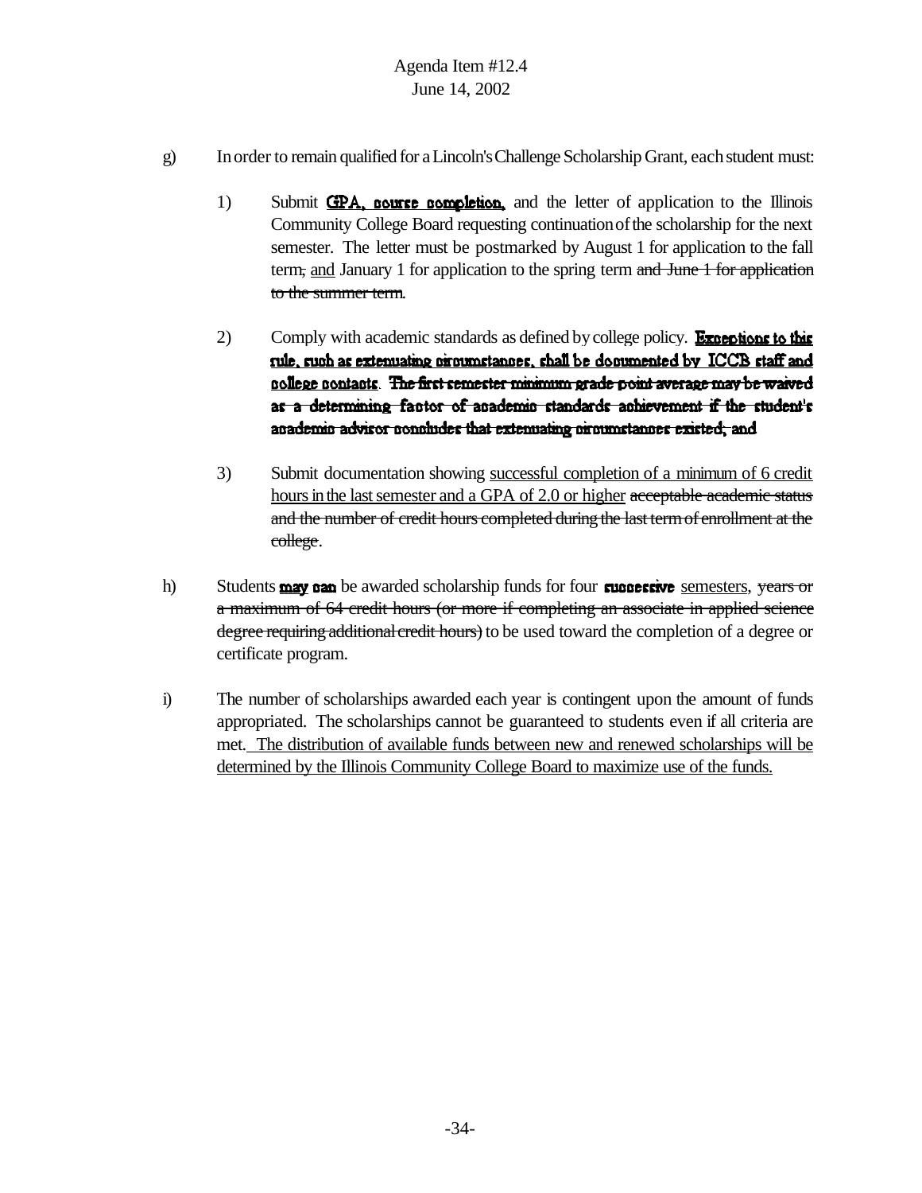Agenda Item #12.4
June 14, 2002

g) In order to remain qualified for a Lincoln's Challenge Scholarship Grant, each student must:

1) Submit **<u>GPA, course completion,</u>** and the letter of application to the Illinois Community College Board requesting continuation of the scholarship for the next semester. The letter must be postmarked by August 1 for application to the fall term~~,~~ <u>and</u> January 1 for application to the spring term ~~and June 1 for application to the summer term~~.

2) Comply with academic standards as defined by college policy. **<u>Exceptions to this rule, such as extenuating circumstances, shall be documented by ICCB staff and college contacts</u>**. ~~**The first semester minimum grade point average may be waived as a determining factor of academic standards achievement if the student's academic advisor concludes that extenuating circumstances existed; and**~~

3) Submit documentation showing <u>successful completion of a minimum of 6 credit hours in the last semester and a GPA of 2.0 or higher</u> ~~acceptable academic status and the number of credit hours completed during the last term of enrollment at the college~~.

h) Students **<u>may</u>** ~~**can**~~ be awarded scholarship funds for four **successive** <u>semesters</u>, ~~years or a maximum of 64 credit hours (or more if completing an associate in applied science degree requiring additional credit hours)~~ to be used toward the completion of a degree or certificate program.

i) The number of scholarships awarded each year is contingent upon the amount of funds appropriated. The scholarships cannot be guaranteed to students even if all criteria are met. <u>The distribution of available funds between new and renewed scholarships will be determined by the Illinois Community College Board to maximize use of the funds.</u>